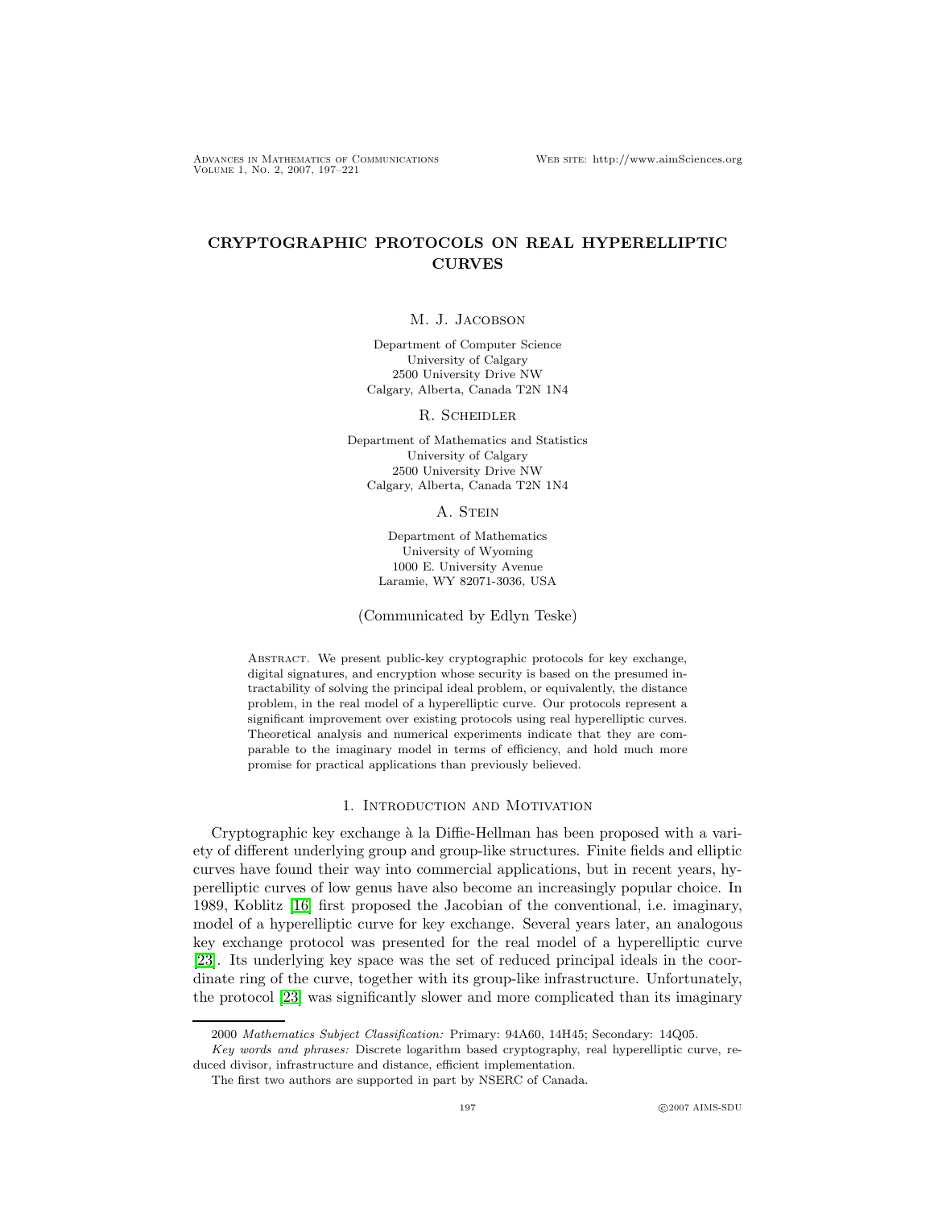# CRYPTOGRAPHIC PROTOCOLS ON REAL HYPERELLIPTIC CURVES

M. J. Jacobson

Department of Computer Science
University of Calgary
2500 University Drive NW
Calgary, Alberta, Canada T2N 1N4

R. Scheidler

Department of Mathematics and Statistics
University of Calgary
2500 University Drive NW
Calgary, Alberta, Canada T2N 1N4

A. Stein

Department of Mathematics
University of Wyoming
1000 E. University Avenue
Laramie, WY 82071-3036, USA

(Communicated by Edlyn Teske)

Abstract. We present public-key cryptographic protocols for key exchange, digital signatures, and encryption whose security is based on the presumed intractability of solving the principal ideal problem, or equivalently, the distance problem, in the real model of a hyperelliptic curve. Our protocols represent a significant improvement over existing protocols using real hyperelliptic curves. Theoretical analysis and numerical experiments indicate that they are comparable to the imaginary model in terms of efficiency, and hold much more promise for practical applications than previously believed.

## 1. Introduction and Motivation

Cryptographic key exchange à la Diffie-Hellman has been proposed with a variety of different underlying group and group-like structures. Finite fields and elliptic curves have found their way into commercial applications, but in recent years, hyperelliptic curves of low genus have also become an increasingly popular choice. In 1989, Koblitz [16] first proposed the Jacobian of the conventional, i.e. imaginary, model of a hyperelliptic curve for key exchange. Several years later, an analogous key exchange protocol was presented for the real model of a hyperelliptic curve [23]. Its underlying key space was the set of reduced principal ideals in the coordinate ring of the curve, together with its group-like infrastructure. Unfortunately, the protocol [23] was significantly slower and more complicated than its imaginary

2000 *Mathematics Subject Classification:* Primary: 94A60, 14H45; Secondary: 14Q05.

*Key words and phrases:* Discrete logarithm based cryptography, real hyperelliptic curve, reduced divisor, infrastructure and distance, efficient implementation.

The first two authors are supported in part by NSERC of Canada.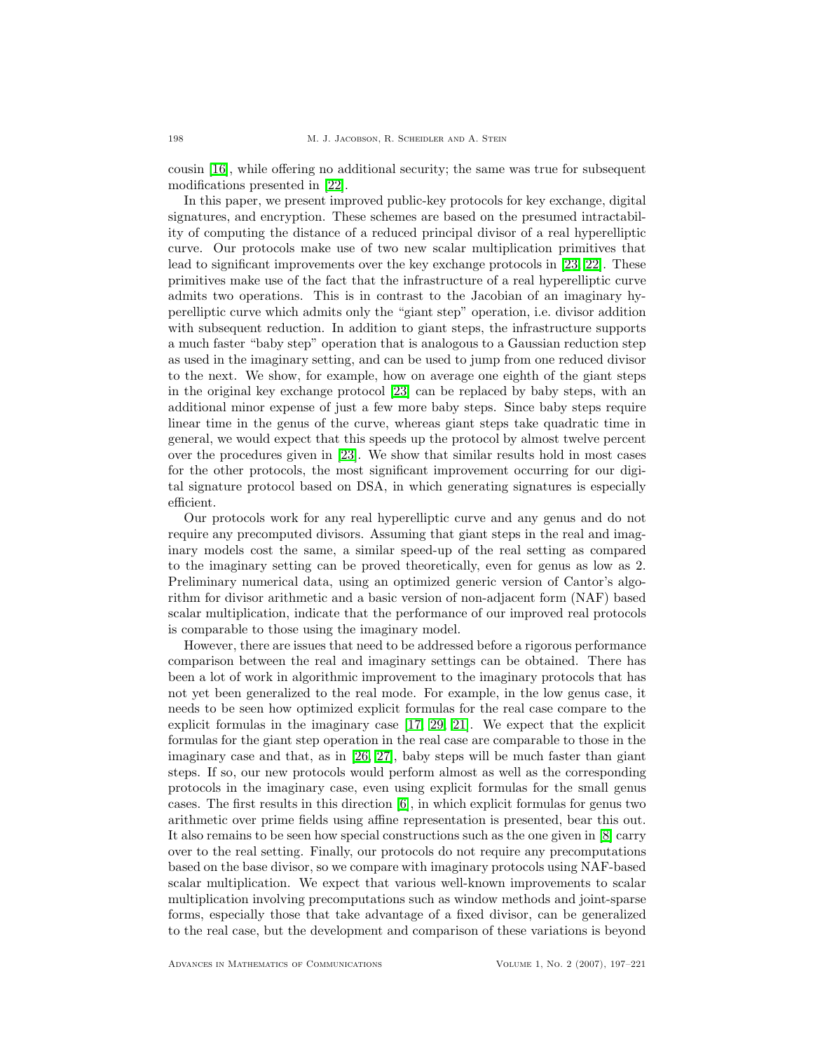cousin [16], while offering no additional security; the same was true for subsequent modifications presented in [22].

In this paper, we present improved public-key protocols for key exchange, digital signatures, and encryption. These schemes are based on the presumed intractability of computing the distance of a reduced principal divisor of a real hyperelliptic curve. Our protocols make use of two new scalar multiplication primitives that lead to significant improvements over the key exchange protocols in [23, 22]. These primitives make use of the fact that the infrastructure of a real hyperelliptic curve admits two operations. This is in contrast to the Jacobian of an imaginary hyperelliptic curve which admits only the "giant step" operation, i.e. divisor addition with subsequent reduction. In addition to giant steps, the infrastructure supports a much faster "baby step" operation that is analogous to a Gaussian reduction step as used in the imaginary setting, and can be used to jump from one reduced divisor to the next. We show, for example, how on average one eighth of the giant steps in the original key exchange protocol [23] can be replaced by baby steps, with an additional minor expense of just a few more baby steps. Since baby steps require linear time in the genus of the curve, whereas giant steps take quadratic time in general, we would expect that this speeds up the protocol by almost twelve percent over the procedures given in [23]. We show that similar results hold in most cases for the other protocols, the most significant improvement occurring for our digital signature protocol based on DSA, in which generating signatures is especially efficient.

Our protocols work for any real hyperelliptic curve and any genus and do not require any precomputed divisors. Assuming that giant steps in the real and imaginary models cost the same, a similar speed-up of the real setting as compared to the imaginary setting can be proved theoretically, even for genus as low as 2. Preliminary numerical data, using an optimized generic version of Cantor's algorithm for divisor arithmetic and a basic version of non-adjacent form (NAF) based scalar multiplication, indicate that the performance of our improved real protocols is comparable to those using the imaginary model.

However, there are issues that need to be addressed before a rigorous performance comparison between the real and imaginary settings can be obtained. There has been a lot of work in algorithmic improvement to the imaginary protocols that has not yet been generalized to the real mode. For example, in the low genus case, it needs to be seen how optimized explicit formulas for the real case compare to the explicit formulas in the imaginary case [17, 29, 21]. We expect that the explicit formulas for the giant step operation in the real case are comparable to those in the imaginary case and that, as in [26, 27], baby steps will be much faster than giant steps. If so, our new protocols would perform almost as well as the corresponding protocols in the imaginary case, even using explicit formulas for the small genus cases. The first results in this direction [6], in which explicit formulas for genus two arithmetic over prime fields using affine representation is presented, bear this out. It also remains to be seen how special constructions such as the one given in [8] carry over to the real setting. Finally, our protocols do not require any precomputations based on the base divisor, so we compare with imaginary protocols using NAF-based scalar multiplication. We expect that various well-known improvements to scalar multiplication involving precomputations such as window methods and joint-sparse forms, especially those that take advantage of a fixed divisor, can be generalized to the real case, but the development and comparison of these variations is beyond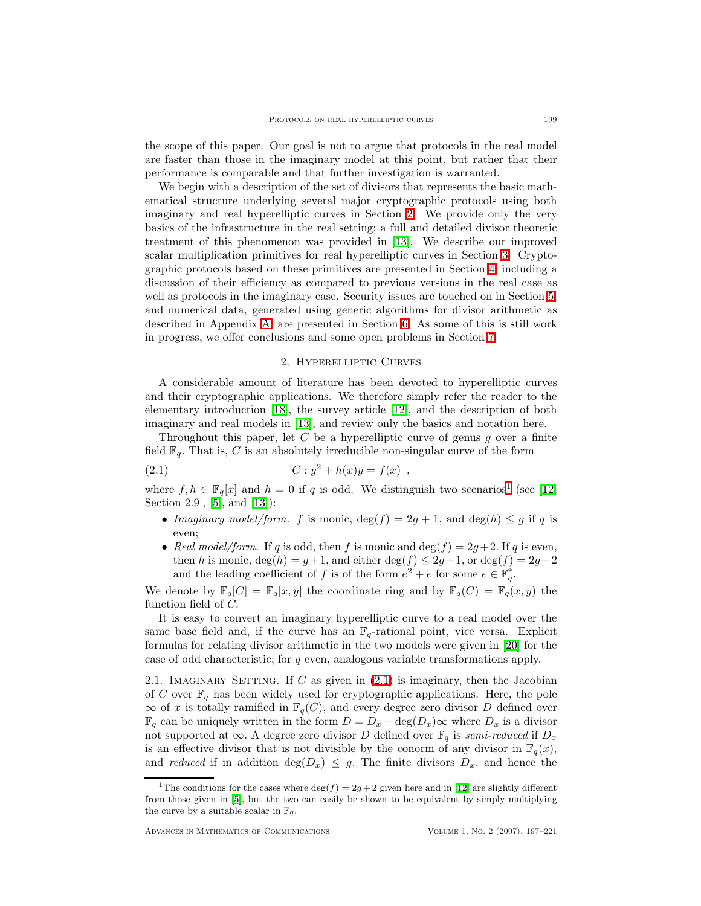the scope of this paper. Our goal is not to argue that protocols in the real model are faster than those in the imaginary model at this point, but rather that their performance is comparable and that further investigation is warranted.

We begin with a description of the set of divisors that represents the basic mathematical structure underlying several major cryptographic protocols using both imaginary and real hyperelliptic curves in Section 2. We provide only the very basics of the infrastructure in the real setting; a full and detailed divisor theoretic treatment of this phenomenon was provided in [13]. We describe our improved scalar multiplication primitives for real hyperelliptic curves in Section 3. Cryptographic protocols based on these primitives are presented in Section 4, including a discussion of their efficiency as compared to previous versions in the real case as well as protocols in the imaginary case. Security issues are touched on in Section 5, and numerical data, generated using generic algorithms for divisor arithmetic as described in Appendix A, are presented in Section 6. As some of this is still work in progress, we offer conclusions and some open problems in Section 7.

## 2. Hyperelliptic Curves

A considerable amount of literature has been devoted to hyperelliptic curves and their cryptographic applications. We therefore simply refer the reader to the elementary introduction [18], the survey article [12], and the description of both imaginary and real models in [13], and review only the basics and notation here.

Throughout this paper, let $C$ be a hyperelliptic curve of genus $g$ over a finite field $\mathbb{F}_q$. That is, $C$ is an absolutely irreducible non-singular curve of the form

$$C : y^2 + h(x)y = f(x) \ , \tag{2.1}$$

where $f, h \in \mathbb{F}_q[x]$ and $h = 0$ if $q$ is odd. We distinguish two scenarios[1] (see [12, Section 2.9], [5], and [13]):

- *Imaginary model/form.* $f$ is monic, $\deg(f) = 2g + 1$, and $\deg(h) \leq g$ if $q$ is even;
- *Real model/form.* If $q$ is odd, then $f$ is monic and $\deg(f) = 2g+2$. If $q$ is even, then $h$ is monic, $\deg(h) = g+1$, and either $\deg(f) \leq 2g+1$, or $\deg(f) = 2g+2$ and the leading coefficient of $f$ is of the form $e^2 + e$ for some $e \in \mathbb{F}_q^*$.

We denote by $\mathbb{F}_q[C] = \mathbb{F}_q[x, y]$ the coordinate ring and by $\mathbb{F}_q(C) = \mathbb{F}_q(x, y)$ the function field of $C$.

It is easy to convert an imaginary hyperelliptic curve to a real model over the same base field and, if the curve has an $\mathbb{F}_q$-rational point, vice versa. Explicit formulas for relating divisor arithmetic in the two models were given in [20] for the case of odd characteristic; for $q$ even, analogous variable transformations apply.

2.1. Imaginary Setting. If $C$ as given in (2.1) is imaginary, then the Jacobian of $C$ over $\mathbb{F}_q$ has been widely used for cryptographic applications. Here, the pole $\infty$ of $x$ is totally ramified in $\mathbb{F}_q(C)$, and every degree zero divisor $D$ defined over $\mathbb{F}_q$ can be uniquely written in the form $D = D_x - \deg(D_x)\infty$ where $D_x$ is a divisor not supported at $\infty$. A degree zero divisor $D$ defined over $\mathbb{F}_q$ is *semi-reduced* if $D_x$ is an effective divisor that is not divisible by the conorm of any divisor in $\mathbb{F}_q(x)$, and *reduced* if in addition $\deg(D_x) \leq g$. The finite divisors $D_x$, and hence the

[1] The conditions for the cases where $\deg(f) = 2g+2$ given here and in [12] are slightly different from those given in [5], but the two can easily be shown to be equivalent by simply multiplying the curve by a suitable scalar in $\mathbb{F}_q$.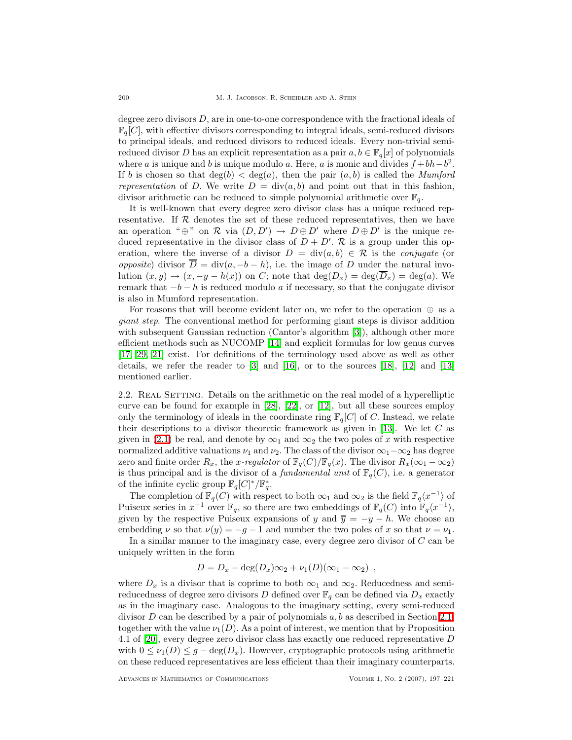degree zero divisors $D$, are in one-to-one correspondence with the fractional ideals of $\mathbb{F}_q[C]$, with effective divisors corresponding to integral ideals, semi-reduced divisors to principal ideals, and reduced divisors to reduced ideals. Every non-trivial semi-reduced divisor $D$ has an explicit representation as a pair $a, b \in \mathbb{F}_q[x]$ of polynomials where $a$ is unique and $b$ is unique modulo $a$. Here, $a$ is monic and divides $f + bh - b^2$. If $b$ is chosen so that $\deg(b) < \deg(a)$, then the pair $(a, b)$ is called the *Mumford representation* of $D$. We write $D = \text{div}(a, b)$ and point out that in this fashion, divisor arithmetic can be reduced to simple polynomial arithmetic over $\mathbb{F}_q$.

It is well-known that every degree zero divisor class has a unique reduced representative. If $\mathcal{R}$ denotes the set of these reduced representatives, then we have an operation "$\oplus$" on $\mathcal{R}$ via $(D, D') \to D \oplus D'$ where $D \oplus D'$ is the unique reduced representative in the divisor class of $D + D'$. $\mathcal{R}$ is a group under this operation, where the inverse of a divisor $D = \text{div}(a, b) \in \mathcal{R}$ is the *conjugate* (or *opposite*) divisor $\overline{D} = \text{div}(a, -b - h)$, i.e. the image of $D$ under the natural involution $(x, y) \to (x, -y - h(x))$ on $C$; note that $\deg(D_x) = \deg(\overline{D}_x) = \deg(a)$. We remark that $-b - h$ is reduced modulo $a$ if necessary, so that the conjugate divisor is also in Mumford representation.

For reasons that will become evident later on, we refer to the operation $\oplus$ as a *giant step*. The conventional method for performing giant steps is divisor addition with subsequent Gaussian reduction (Cantor's algorithm [3]), although other more efficient methods such as NUCOMP [14] and explicit formulas for low genus curves [17, 29, 21] exist. For definitions of the terminology used above as well as other details, we refer the reader to [3] and [16], or to the sources [18], [12] and [13] mentioned earlier.

2.2. Real Setting. Details on the arithmetic on the real model of a hyperelliptic curve can be found for example in [28], [22], or [12], but all these sources employ only the terminology of ideals in the coordinate ring $\mathbb{F}_q[C]$ of $C$. Instead, we relate their descriptions to a divisor theoretic framework as given in [13]. We let $C$ as given in (2.1) be real, and denote by $\infty_1$ and $\infty_2$ the two poles of $x$ with respective normalized additive valuations $\nu_1$ and $\nu_2$. The class of the divisor $\infty_1 - \infty_2$ has degree zero and finite order $R_x$, the *x-regulator* of $\mathbb{F}_q(C)/\mathbb{F}_q(x)$. The divisor $R_x(\infty_1 - \infty_2)$ is thus principal and is the divisor of a *fundamental unit* of $\mathbb{F}_q(C)$, i.e. a generator of the infinite cyclic group $\mathbb{F}_q[C]^*/\mathbb{F}_q^*$.

The completion of $\mathbb{F}_q(C)$ with respect to both $\infty_1$ and $\infty_2$ is the field $\mathbb{F}_q\langle x^{-1}\rangle$ of Puiseux series in $x^{-1}$ over $\mathbb{F}_q$, so there are two embeddings of $\mathbb{F}_q(C)$ into $\mathbb{F}_q\langle x^{-1}\rangle$, given by the respective Puiseux expansions of $y$ and $\overline{y} = -y - h$. We choose an embedding $\nu$ so that $\nu(y) = -g - 1$ and number the two poles of $x$ so that $\nu = \nu_1$.

In a similar manner to the imaginary case, every degree zero divisor of $C$ can be uniquely written in the form

$$D = D_x - \deg(D_x)\infty_2 + \nu_1(D)(\infty_1 - \infty_2) \ ,$$

where $D_x$ is a divisor that is coprime to both $\infty_1$ and $\infty_2$. Reducedness and semi-reducedness of degree zero divisors $D$ defined over $\mathbb{F}_q$ can be defined via $D_x$ exactly as in the imaginary case. Analogous to the imaginary setting, every semi-reduced divisor $D$ can be described by a pair of polynomials $a, b$ as described in Section 2.1, together with the value $\nu_1(D)$. As a point of interest, we mention that by Proposition 4.1 of [20], every degree zero divisor class has exactly one reduced representative $D$ with $0 \leq \nu_1(D) \leq g - \deg(D_x)$. However, cryptographic protocols using arithmetic on these reduced representatives are less efficient than their imaginary counterparts.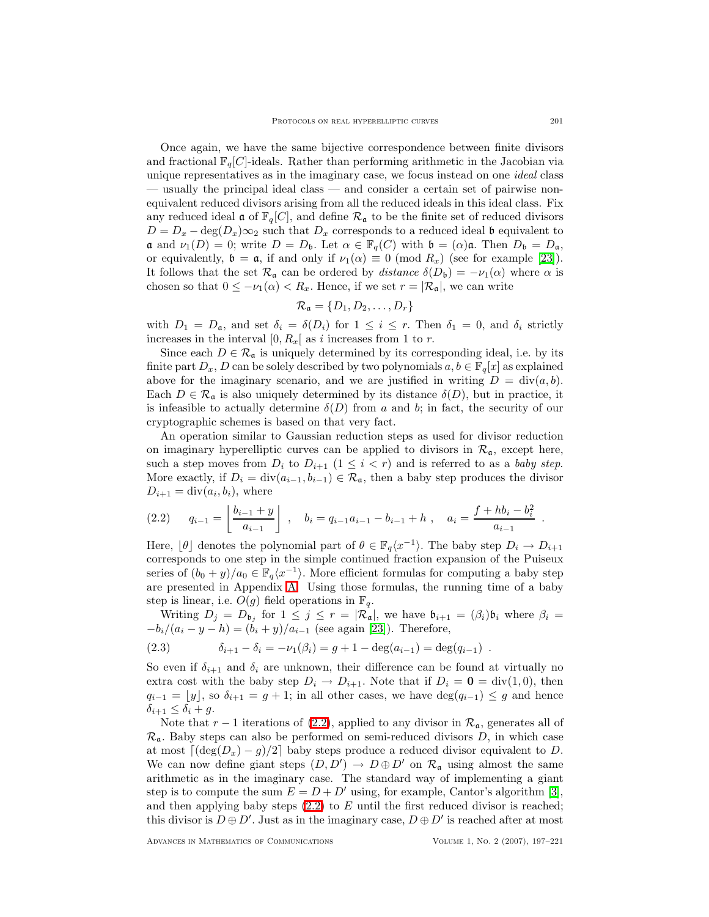Once again, we have the same bijective correspondence between finite divisors and fractional $\mathbb{F}_q[C]$-ideals. Rather than performing arithmetic in the Jacobian via unique representatives as in the imaginary case, we focus instead on one *ideal* class — usually the principal ideal class — and consider a certain set of pairwise non-equivalent reduced divisors arising from all the reduced ideals in this ideal class. Fix any reduced ideal $\mathfrak{a}$ of $\mathbb{F}_q[C]$, and define $\mathcal{R}_\mathfrak{a}$ to be the finite set of reduced divisors $D = D_x - \deg(D_x)\infty_2$ such that $D_x$ corresponds to a reduced ideal $\mathfrak{b}$ equivalent to $\mathfrak{a}$ and $\nu_1(D) = 0$; write $D = D_\mathfrak{b}$. Let $\alpha \in \mathbb{F}_q(C)$ with $\mathfrak{b} = (\alpha)\mathfrak{a}$. Then $D_\mathfrak{b} = D_\mathfrak{a}$, or equivalently, $\mathfrak{b} = \mathfrak{a}$, if and only if $\nu_1(\alpha) \equiv 0 \pmod{R_x}$ (see for example [23]). It follows that the set $\mathcal{R}_\mathfrak{a}$ can be ordered by *distance* $\delta(D_\mathfrak{b}) = -\nu_1(\alpha)$ where $\alpha$ is chosen so that $0 \leq -\nu_1(\alpha) < R_x$. Hence, if we set $r = |\mathcal{R}_\mathfrak{a}|$, we can write

$$\mathcal{R}_\mathfrak{a} = \{D_1, D_2, \ldots, D_r\}$$

with $D_1 = D_\mathfrak{a}$, and set $\delta_i = \delta(D_i)$ for $1 \leq i \leq r$. Then $\delta_1 = 0$, and $\delta_i$ strictly increases in the interval $[0, R_x[$ as $i$ increases from 1 to $r$.

Since each $D \in \mathcal{R}_\mathfrak{a}$ is uniquely determined by its corresponding ideal, i.e. by its finite part $D_x$, $D$ can be solely described by two polynomials $a, b \in \mathbb{F}_q[x]$ as explained above for the imaginary scenario, and we are justified in writing $D = \text{div}(a, b)$. Each $D \in \mathcal{R}_\mathfrak{a}$ is also uniquely determined by its distance $\delta(D)$, but in practice, it is infeasible to actually determine $\delta(D)$ from $a$ and $b$; in fact, the security of our cryptographic schemes is based on that very fact.

An operation similar to Gaussian reduction steps as used for divisor reduction on imaginary hyperelliptic curves can be applied to divisors in $\mathcal{R}_\mathfrak{a}$, except here, such a step moves from $D_i$ to $D_{i+1}$ $(1 \leq i < r)$ and is referred to as a *baby step*. More exactly, if $D_i = \text{div}(a_{i-1}, b_{i-1}) \in \mathcal{R}_\mathfrak{a}$, then a baby step produces the divisor $D_{i+1} = \text{div}(a_i, b_i)$, where

$$q_{i-1} = \left\lfloor \frac{b_{i-1} + y}{a_{i-1}} \right\rfloor \;, \quad b_i = q_{i-1}a_{i-1} - b_{i-1} + h \;, \quad a_i = \frac{f + hb_i - b_i^2}{a_{i-1}} \;. \tag{2.2}$$

Here, $\lfloor \theta \rfloor$ denotes the polynomial part of $\theta \in \mathbb{F}_q\langle x^{-1}\rangle$. The baby step $D_i \to D_{i+1}$ corresponds to one step in the simple continued fraction expansion of the Puiseux series of $(b_0 + y)/a_0 \in \mathbb{F}_q\langle x^{-1}\rangle$. More efficient formulas for computing a baby step are presented in Appendix A. Using those formulas, the running time of a baby step is linear, i.e. $O(g)$ field operations in $\mathbb{F}_q$.

Writing $D_j = D_{\mathfrak{b}_j}$ for $1 \leq j \leq r = |\mathcal{R}_\mathfrak{a}|$, we have $\mathfrak{b}_{i+1} = (\beta_i)\mathfrak{b}_i$ where $\beta_i = -b_i/(a_i - y - h) = (b_i + y)/a_{i-1}$ (see again [23]). Therefore,

$$\delta_{i+1} - \delta_i = -\nu_1(\beta_i) = g + 1 - \deg(a_{i-1}) = \deg(q_{i-1}) \;. \tag{2.3}$$

So even if $\delta_{i+1}$ and $\delta_i$ are unknown, their difference can be found at virtually no extra cost with the baby step $D_i \to D_{i+1}$. Note that if $D_i = \mathbf{0} = \text{div}(1, 0)$, then $q_{i-1} = \lfloor y \rfloor$, so $\delta_{i+1} = g + 1$; in all other cases, we have $\deg(q_{i-1}) \leq g$ and hence $\delta_{i+1} \leq \delta_i + g$.

Note that $r - 1$ iterations of (2.2), applied to any divisor in $\mathcal{R}_\mathfrak{a}$, generates all of $\mathcal{R}_\mathfrak{a}$. Baby steps can also be performed on semi-reduced divisors $D$, in which case at most $\lceil (\deg(D_x) - g)/2 \rceil$ baby steps produce a reduced divisor equivalent to $D$. We can now define giant steps $(D, D') \to D \oplus D'$ on $\mathcal{R}_\mathfrak{a}$ using almost the same arithmetic as in the imaginary case. The standard way of implementing a giant step is to compute the sum $E = D + D'$ using, for example, Cantor's algorithm [3], and then applying baby steps (2.2) to $E$ until the first reduced divisor is reached; this divisor is $D \oplus D'$. Just as in the imaginary case, $D \oplus D'$ is reached after at most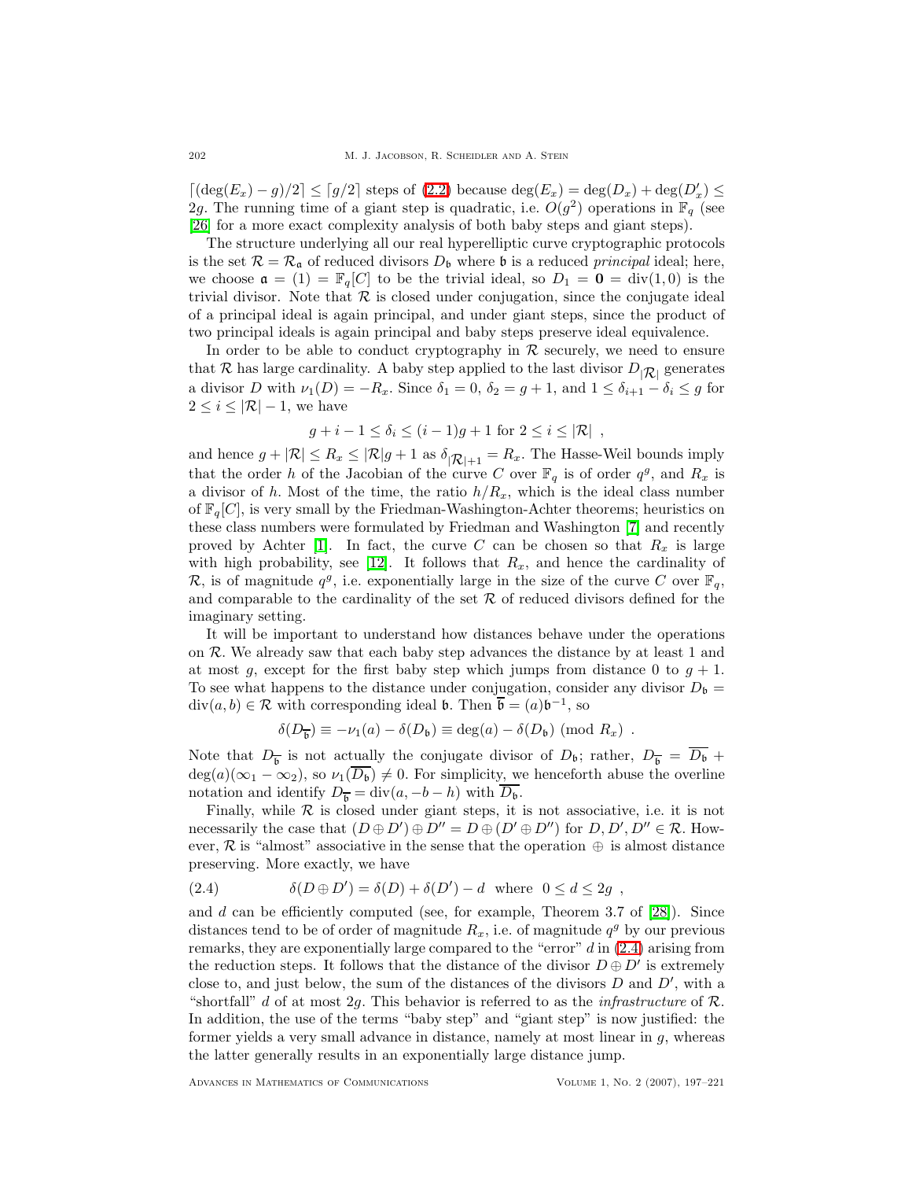$\lceil (\deg(E_x) - g)/2 \rceil \leq \lceil g/2 \rceil$ steps of (2.2) because $\deg(E_x) = \deg(D_x) + \deg(D'_x) \leq 2g$. The running time of a giant step is quadratic, i.e. $O(g^2)$ operations in $\mathbb{F}_q$ (see [26] for a more exact complexity analysis of both baby steps and giant steps).

The structure underlying all our real hyperelliptic curve cryptographic protocols is the set $\mathcal{R} = \mathcal{R}_{\mathfrak{a}}$ of reduced divisors $D_{\mathfrak{b}}$ where $\mathfrak{b}$ is a reduced *principal* ideal; here, we choose $\mathfrak{a} = (1) = \mathbb{F}_q[C]$ to be the trivial ideal, so $D_1 = \mathbf{0} = \operatorname{div}(1, 0)$ is the trivial divisor. Note that $\mathcal{R}$ is closed under conjugation, since the conjugate ideal of a principal ideal is again principal, and under giant steps, since the product of two principal ideals is again principal and baby steps preserve ideal equivalence.

In order to be able to conduct cryptography in $\mathcal{R}$ securely, we need to ensure that $\mathcal{R}$ has large cardinality. A baby step applied to the last divisor $D_{|\mathcal{R}|}$ generates a divisor $D$ with $\nu_1(D) = -R_x$. Since $\delta_1 = 0$, $\delta_2 = g + 1$, and $1 \leq \delta_{i+1} - \delta_i \leq g$ for $2 \leq i \leq |\mathcal{R}| - 1$, we have

$$g + i - 1 \leq \delta_i \leq (i-1)g + 1 \text{ for } 2 \leq i \leq |\mathcal{R}| \ ,$$

and hence $g + |\mathcal{R}| \leq R_x \leq |\mathcal{R}|g + 1$ as $\delta_{|\mathcal{R}|+1} = R_x$. The Hasse-Weil bounds imply that the order $h$ of the Jacobian of the curve $C$ over $\mathbb{F}_q$ is of order $q^g$, and $R_x$ is a divisor of $h$. Most of the time, the ratio $h/R_x$, which is the ideal class number of $\mathbb{F}_q[C]$, is very small by the Friedman-Washington-Achter theorems; heuristics on these class numbers were formulated by Friedman and Washington [7] and recently proved by Achter [1]. In fact, the curve $C$ can be chosen so that $R_x$ is large with high probability, see [12]. It follows that $R_x$, and hence the cardinality of $\mathcal{R}$, is of magnitude $q^g$, i.e. exponentially large in the size of the curve $C$ over $\mathbb{F}_q$, and comparable to the cardinality of the set $\mathcal{R}$ of reduced divisors defined for the imaginary setting.

It will be important to understand how distances behave under the operations on $\mathcal{R}$. We already saw that each baby step advances the distance by at least 1 and at most $g$, except for the first baby step which jumps from distance 0 to $g + 1$. To see what happens to the distance under conjugation, consider any divisor $D_{\mathfrak{b}} = \operatorname{div}(a, b) \in \mathcal{R}$ with corresponding ideal $\mathfrak{b}$. Then $\overline{\mathfrak{b}} = (a)\mathfrak{b}^{-1}$, so

$$\delta(D_{\overline{\mathfrak{b}}}) \equiv -\nu_1(a) - \delta(D_{\mathfrak{b}}) \equiv \deg(a) - \delta(D_{\mathfrak{b}}) \pmod{R_x} \ .$$

Note that $D_{\overline{\mathfrak{b}}}$ is not actually the conjugate divisor of $D_{\mathfrak{b}}$; rather, $D_{\overline{\mathfrak{b}}} = \overline{D_{\mathfrak{b}}} + \deg(a)(\infty_1 - \infty_2)$, so $\nu_1(\overline{D_{\mathfrak{b}}}) \neq 0$. For simplicity, we henceforth abuse the overline notation and identify $D_{\overline{\mathfrak{b}}} = \operatorname{div}(a, -b-h)$ with $\overline{D_{\mathfrak{b}}}$.

Finally, while $\mathcal{R}$ is closed under giant steps, it is not associative, i.e. it is not necessarily the case that $(D \oplus D') \oplus D'' = D \oplus (D' \oplus D'')$ for $D, D', D'' \in \mathcal{R}$. However, $\mathcal{R}$ is "almost" associative in the sense that the operation $\oplus$ is almost distance preserving. More exactly, we have

$$\delta(D \oplus D') = \delta(D) + \delta(D') - d \quad \text{where} \quad 0 \leq d \leq 2g \ , \tag{2.4}$$

and $d$ can be efficiently computed (see, for example, Theorem 3.7 of [28]). Since distances tend to be of order of magnitude $R_x$, i.e. of magnitude $q^g$ by our previous remarks, they are exponentially large compared to the "error" $d$ in (2.4) arising from the reduction steps. It follows that the distance of the divisor $D \oplus D'$ is extremely close to, and just below, the sum of the distances of the divisors $D$ and $D'$, with a "shortfall" $d$ of at most $2g$. This behavior is referred to as the *infrastructure* of $\mathcal{R}$. In addition, the use of the terms "baby step" and "giant step" is now justified: the former yields a very small advance in distance, namely at most linear in $g$, whereas the latter generally results in an exponentially large distance jump.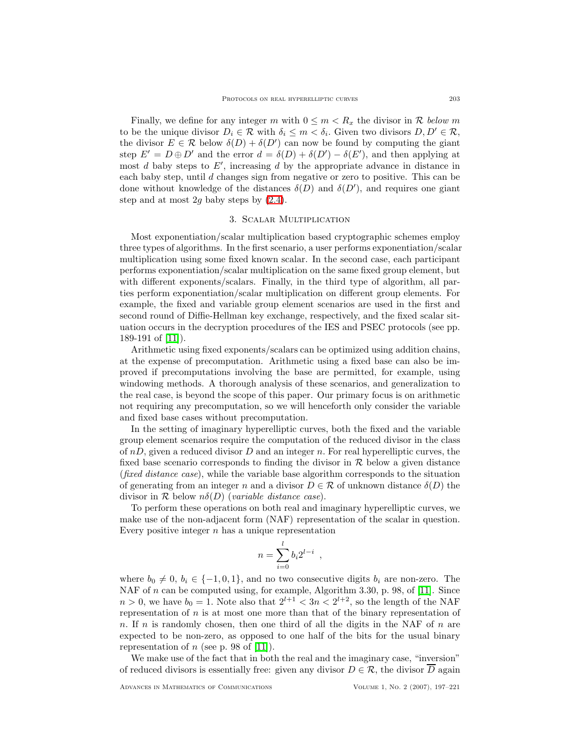Finally, we define for any integer $m$ with $0 \leq m < R_x$ the divisor in $\mathcal{R}$ *below* $m$ to be the unique divisor $D_i \in \mathcal{R}$ with $\delta_i \leq m < \delta_i$. Given two divisors $D, D' \in \mathcal{R}$, the divisor $E \in \mathcal{R}$ below $\delta(D) + \delta(D')$ can now be found by computing the giant step $E' = D \oplus D'$ and the error $d = \delta(D) + \delta(D') - \delta(E')$, and then applying at most $d$ baby steps to $E'$, increasing $d$ by the appropriate advance in distance in each baby step, until $d$ changes sign from negative or zero to positive. This can be done without knowledge of the distances $\delta(D)$ and $\delta(D')$, and requires one giant step and at most $2g$ baby steps by (2.4).

## 3. Scalar Multiplication

Most exponentiation/scalar multiplication based cryptographic schemes employ three types of algorithms. In the first scenario, a user performs exponentiation/scalar multiplication using some fixed known scalar. In the second case, each participant performs exponentiation/scalar multiplication on the same fixed group element, but with different exponents/scalars. Finally, in the third type of algorithm, all parties perform exponentiation/scalar multiplication on different group elements. For example, the fixed and variable group element scenarios are used in the first and second round of Diffie-Hellman key exchange, respectively, and the fixed scalar situation occurs in the decryption procedures of the IES and PSEC protocols (see pp. 189-191 of [11]).

Arithmetic using fixed exponents/scalars can be optimized using addition chains, at the expense of precomputation. Arithmetic using a fixed base can also be improved if precomputations involving the base are permitted, for example, using windowing methods. A thorough analysis of these scenarios, and generalization to the real case, is beyond the scope of this paper. Our primary focus is on arithmetic not requiring any precomputation, so we will henceforth only consider the variable and fixed base cases without precomputation.

In the setting of imaginary hyperelliptic curves, both the fixed and the variable group element scenarios require the computation of the reduced divisor in the class of $nD$, given a reduced divisor $D$ and an integer $n$. For real hyperelliptic curves, the fixed base scenario corresponds to finding the divisor in $\mathcal{R}$ below a given distance (*fixed distance case*), while the variable base algorithm corresponds to the situation of generating from an integer $n$ and a divisor $D \in \mathcal{R}$ of unknown distance $\delta(D)$ the divisor in $\mathcal{R}$ below $n\delta(D)$ (*variable distance case*).

To perform these operations on both real and imaginary hyperelliptic curves, we make use of the non-adjacent form (NAF) representation of the scalar in question. Every positive integer $n$ has a unique representation

$$n = \sum_{i=0}^{l} b_i 2^{l-i} \ ,$$

where $b_0 \neq 0$, $b_i \in \{-1, 0, 1\}$, and no two consecutive digits $b_i$ are non-zero. The NAF of $n$ can be computed using, for example, Algorithm 3.30, p. 98, of [11]. Since $n > 0$, we have $b_0 = 1$. Note also that $2^{l+1} < 3n < 2^{l+2}$, so the length of the NAF representation of $n$ is at most one more than that of the binary representation of $n$. If $n$ is randomly chosen, then one third of all the digits in the NAF of $n$ are expected to be non-zero, as opposed to one half of the bits for the usual binary representation of $n$ (see p. 98 of [11]).

We make use of the fact that in both the real and the imaginary case, "inversion" of reduced divisors is essentially free: given any divisor $D \in \mathcal{R}$, the divisor $\overline{D}$ again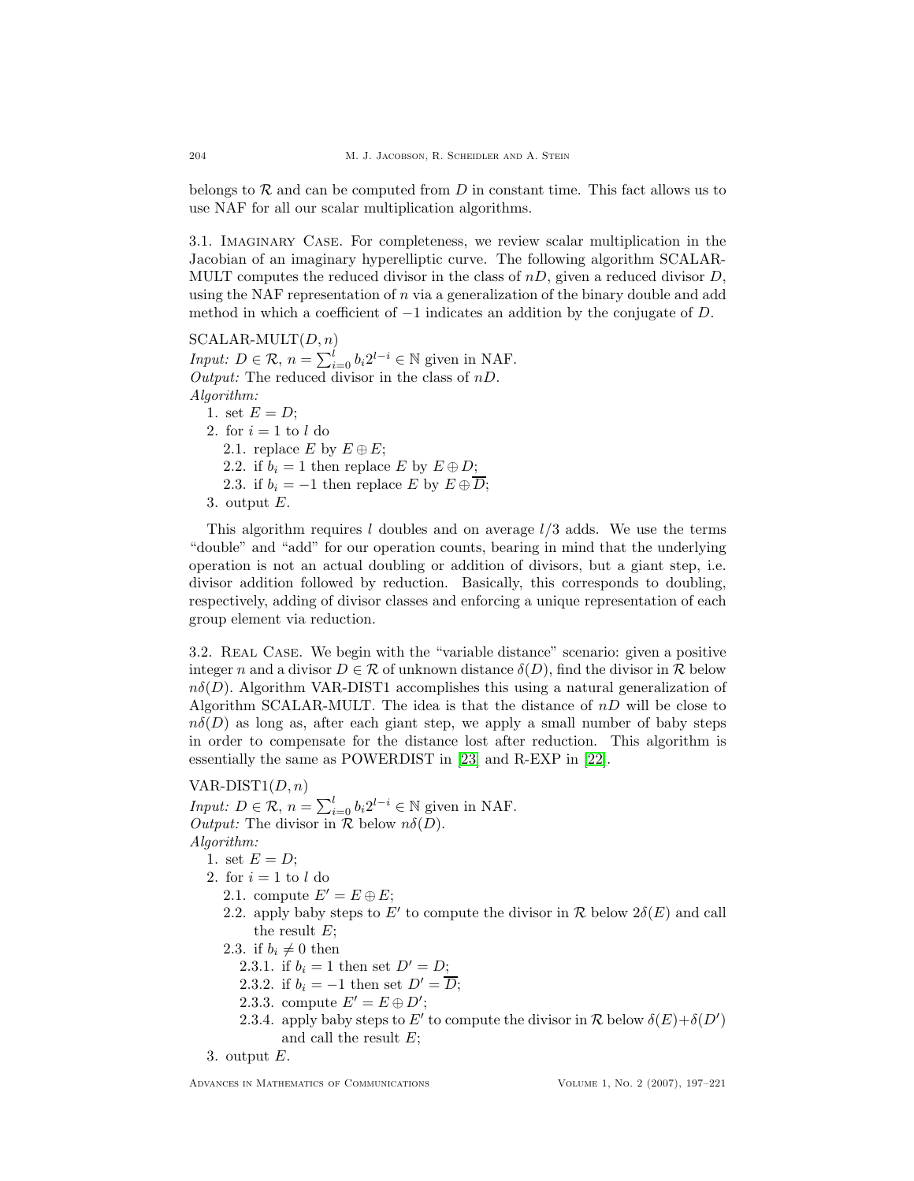belongs to $\mathcal{R}$ and can be computed from $D$ in constant time. This fact allows us to use NAF for all our scalar multiplication algorithms.

### 3.1. Imaginary Case.

For completeness, we review scalar multiplication in the Jacobian of an imaginary hyperelliptic curve. The following algorithm SCALAR-MULT computes the reduced divisor in the class of $nD$, given a reduced divisor $D$, using the NAF representation of $n$ via a generalization of the binary double and add method in which a coefficient of $-1$ indicates an addition by the conjugate of $D$.

SCALAR-MULT$(D, n)$
*Input:* $D \in \mathcal{R}$, $n = \sum_{i=0}^{l} b_i 2^{l-i} \in \mathbb{N}$ given in NAF.
*Output:* The reduced divisor in the class of $nD$.
*Algorithm:*

1. set $E = D$;
2. for $i = 1$ to $l$ do
   - 2.1. replace $E$ by $E \oplus E$;
   - 2.2. if $b_i = 1$ then replace $E$ by $E \oplus D$;
   - 2.3. if $b_i = -1$ then replace $E$ by $E \oplus \overline{D}$;
3. output $E$.

This algorithm requires $l$ doubles and on average $l/3$ adds. We use the terms "double" and "add" for our operation counts, bearing in mind that the underlying operation is not an actual doubling or addition of divisors, but a giant step, i.e. divisor addition followed by reduction. Basically, this corresponds to doubling, respectively, adding of divisor classes and enforcing a unique representation of each group element via reduction.

### 3.2. Real Case.

We begin with the "variable distance" scenario: given a positive integer $n$ and a divisor $D \in \mathcal{R}$ of unknown distance $\delta(D)$, find the divisor in $\mathcal{R}$ below $n\delta(D)$. Algorithm VAR-DIST1 accomplishes this using a natural generalization of Algorithm SCALAR-MULT. The idea is that the distance of $nD$ will be close to $n\delta(D)$ as long as, after each giant step, we apply a small number of baby steps in order to compensate for the distance lost after reduction. This algorithm is essentially the same as POWERDIST in [23] and R-EXP in [22].

VAR-DIST1$(D, n)$
*Input:* $D \in \mathcal{R}$, $n = \sum_{i=0}^{l} b_i 2^{l-i} \in \mathbb{N}$ given in NAF.
*Output:* The divisor in $\mathcal{R}$ below $n\delta(D)$.
*Algorithm:*

1. set $E = D$;
2. for $i = 1$ to $l$ do
   - 2.1. compute $E' = E \oplus E$;
   - 2.2. apply baby steps to $E'$ to compute the divisor in $\mathcal{R}$ below $2\delta(E)$ and call the result $E$;
   - 2.3. if $b_i \neq 0$ then
     - 2.3.1. if $b_i = 1$ then set $D' = D$;
     - 2.3.2. if $b_i = -1$ then set $D' = \overline{D}$;
     - 2.3.3. compute $E' = E \oplus D'$;
     - 2.3.4. apply baby steps to $E'$ to compute the divisor in $\mathcal{R}$ below $\delta(E)+\delta(D')$ and call the result $E$;
3. output $E$.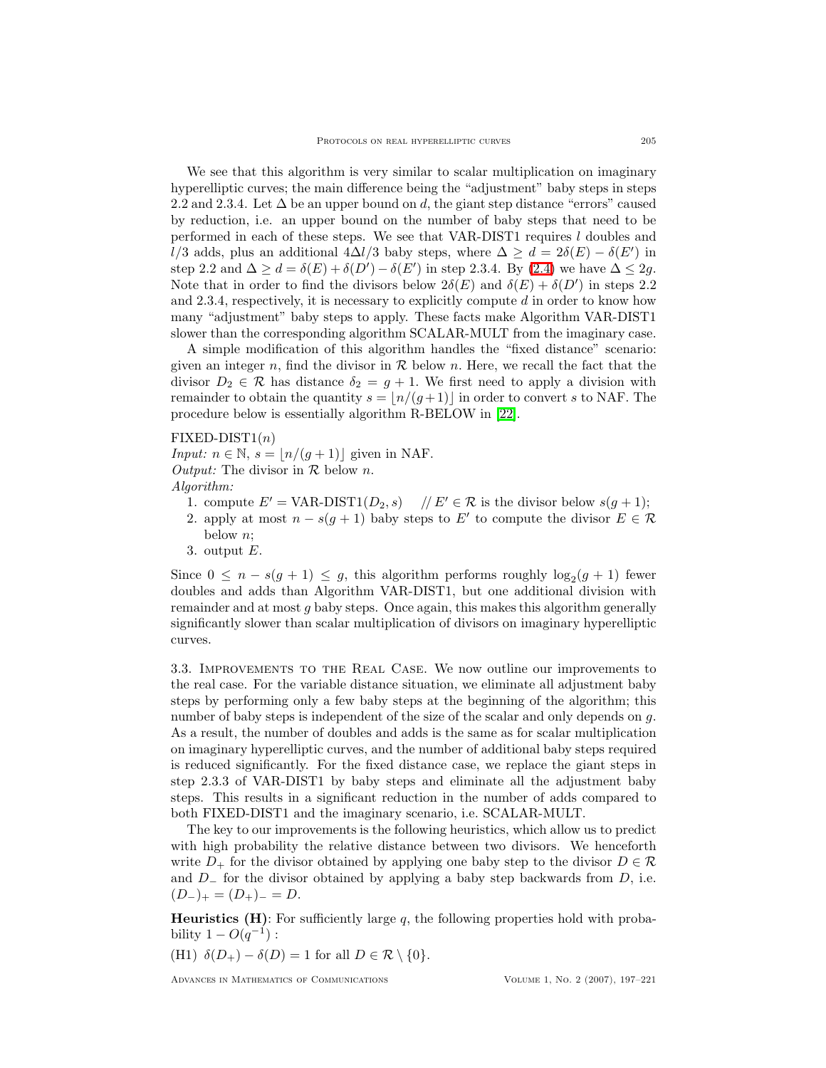We see that this algorithm is very similar to scalar multiplication on imaginary hyperelliptic curves; the main difference being the "adjustment" baby steps in steps 2.2 and 2.3.4. Let $\Delta$ be an upper bound on $d$, the giant step distance "errors" caused by reduction, i.e. an upper bound on the number of baby steps that need to be performed in each of these steps. We see that VAR-DIST1 requires $l$ doubles and $l/3$ adds, plus an additional $4\Delta l/3$ baby steps, where $\Delta \geq d = 2\delta(E) - \delta(E')$ in step 2.2 and $\Delta \geq d = \delta(E) + \delta(D') - \delta(E')$ in step 2.3.4. By (2.4) we have $\Delta \leq 2g$. Note that in order to find the divisors below $2\delta(E)$ and $\delta(E) + \delta(D')$ in steps 2.2 and 2.3.4, respectively, it is necessary to explicitly compute $d$ in order to know how many "adjustment" baby steps to apply. These facts make Algorithm VAR-DIST1 slower than the corresponding algorithm SCALAR-MULT from the imaginary case.

A simple modification of this algorithm handles the "fixed distance" scenario: given an integer $n$, find the divisor in $\mathcal{R}$ below $n$. Here, we recall the fact that the divisor $D_2 \in \mathcal{R}$ has distance $\delta_2 = g + 1$. We first need to apply a division with remainder to obtain the quantity $s = \lfloor n/(g+1) \rfloor$ in order to convert $s$ to NAF. The procedure below is essentially algorithm R-BELOW in [22].

FIXED-DIST1($n$)
*Input:* $n \in \mathbb{N}$, $s = \lfloor n/(g+1) \rfloor$ given in NAF.
*Output:* The divisor in $\mathcal{R}$ below $n$.
*Algorithm:*

1. compute $E' = \text{VAR-DIST1}(D_2, s)$ // $E' \in \mathcal{R}$ is the divisor below $s(g+1)$;
2. apply at most $n - s(g+1)$ baby steps to $E'$ to compute the divisor $E \in \mathcal{R}$ below $n$;
3. output $E$.

Since $0 \leq n - s(g+1) \leq g$, this algorithm performs roughly $\log_2(g+1)$ fewer doubles and adds than Algorithm VAR-DIST1, but one additional division with remainder and at most $g$ baby steps. Once again, this makes this algorithm generally significantly slower than scalar multiplication of divisors on imaginary hyperelliptic curves.

## 3.3. Improvements to the Real Case.

We now outline our improvements to the real case. For the variable distance situation, we eliminate all adjustment baby steps by performing only a few baby steps at the beginning of the algorithm; this number of baby steps is independent of the size of the scalar and only depends on $g$. As a result, the number of doubles and adds is the same as for scalar multiplication on imaginary hyperelliptic curves, and the number of additional baby steps required is reduced significantly. For the fixed distance case, we replace the giant steps in step 2.3.3 of VAR-DIST1 by baby steps and eliminate all the adjustment baby steps. This results in a significant reduction in the number of adds compared to both FIXED-DIST1 and the imaginary scenario, i.e. SCALAR-MULT.

The key to our improvements is the following heuristics, which allow us to predict with high probability the relative distance between two divisors. We henceforth write $D_+$ for the divisor obtained by applying one baby step to the divisor $D \in \mathcal{R}$ and $D_-$ for the divisor obtained by applying a baby step backwards from $D$, i.e. $(D_-)_+ = (D_+)_- = D$.

**Heuristics (H)**: For sufficiently large $q$, the following properties hold with probability $1 - O(q^{-1})$ :

(H1) $\delta(D_+) - \delta(D) = 1$ for all $D \in \mathcal{R} \setminus \{0\}$.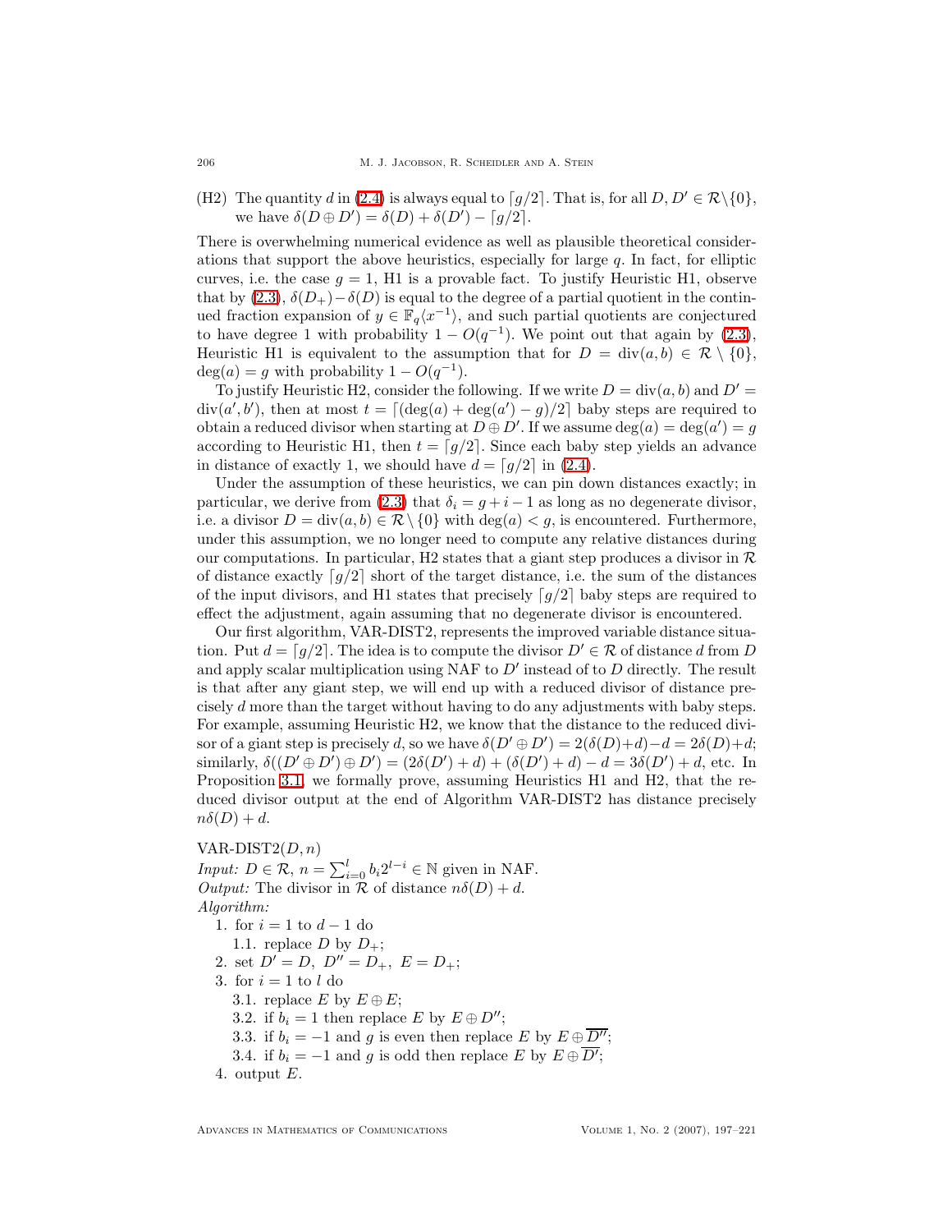(H2) The quantity $d$ in (2.4) is always equal to $\lceil g/2 \rceil$. That is, for all $D, D' \in \mathcal{R} \backslash \{0\}$, we have $\delta(D \oplus D') = \delta(D) + \delta(D') - \lceil g/2 \rceil$.

There is overwhelming numerical evidence as well as plausible theoretical considerations that support the above heuristics, especially for large $q$. In fact, for elliptic curves, i.e. the case $g = 1$, H1 is a provable fact. To justify Heuristic H1, observe that by (2.3), $\delta(D_+) - \delta(D)$ is equal to the degree of a partial quotient in the continued fraction expansion of $y \in \mathbb{F}_q\langle x^{-1}\rangle$, and such partial quotients are conjectured to have degree 1 with probability $1 - O(q^{-1})$. We point out that again by (2.3), Heuristic H1 is equivalent to the assumption that for $D = \text{div}(a, b) \in \mathcal{R} \setminus \{0\}$, $\deg(a) = g$ with probability $1 - O(q^{-1})$.

To justify Heuristic H2, consider the following. If we write $D = \text{div}(a, b)$ and $D' = \text{div}(a', b')$, then at most $t = \lceil (\deg(a) + \deg(a') - g)/2 \rceil$ baby steps are required to obtain a reduced divisor when starting at $D \oplus D'$. If we assume $\deg(a) = \deg(a') = g$ according to Heuristic H1, then $t = \lceil g/2 \rceil$. Since each baby step yields an advance in distance of exactly 1, we should have $d = \lceil g/2 \rceil$ in (2.4).

Under the assumption of these heuristics, we can pin down distances exactly; in particular, we derive from (2.3) that $\delta_i = g + i - 1$ as long as no degenerate divisor, i.e. a divisor $D = \text{div}(a, b) \in \mathcal{R} \setminus \{0\}$ with $\deg(a) < g$, is encountered. Furthermore, under this assumption, we no longer need to compute any relative distances during our computations. In particular, H2 states that a giant step produces a divisor in $\mathcal{R}$ of distance exactly $\lceil g/2 \rceil$ short of the target distance, i.e. the sum of the distances of the input divisors, and H1 states that precisely $\lceil g/2 \rceil$ baby steps are required to effect the adjustment, again assuming that no degenerate divisor is encountered.

Our first algorithm, VAR-DIST2, represents the improved variable distance situation. Put $d = \lceil g/2 \rceil$. The idea is to compute the divisor $D' \in \mathcal{R}$ of distance $d$ from $D$ and apply scalar multiplication using NAF to $D'$ instead of to $D$ directly. The result is that after any giant step, we will end up with a reduced divisor of distance precisely $d$ more than the target without having to do any adjustments with baby steps. For example, assuming Heuristic H2, we know that the distance to the reduced divisor of a giant step is precisely $d$, so we have $\delta(D' \oplus D') = 2(\delta(D) + d) - d = 2\delta(D) + d$; similarly, $\delta((D' \oplus D') \oplus D') = (2\delta(D') + d) + (\delta(D') + d) - d = 3\delta(D') + d$, etc. In Proposition 3.1, we formally prove, assuming Heuristics H1 and H2, that the reduced divisor output at the end of Algorithm VAR-DIST2 has distance precisely $n\delta(D) + d$.

VAR-DIST2$(D, n)$
*Input:* $D \in \mathcal{R}$, $n = \sum_{i=0}^{l} b_i 2^{l-i} \in \mathbb{N}$ given in NAF.
*Output:* The divisor in $\mathcal{R}$ of distance $n\delta(D) + d$.
*Algorithm:*

1. for $i = 1$ to $d - 1$ do
   - 1.1. replace $D$ by $D_+$;
2. set $D' = D$, $D'' = D_+$, $E = D_+$;
3. for $i = 1$ to $l$ do
   - 3.1. replace $E$ by $E \oplus E$;
   - 3.2. if $b_i = 1$ then replace $E$ by $E \oplus D''$;
   - 3.3. if $b_i = -1$ and $g$ is even then replace $E$ by $E \oplus \overline{D''}$;
   - 3.4. if $b_i = -1$ and $g$ is odd then replace $E$ by $E \oplus \overline{D'}$;
4. output $E$.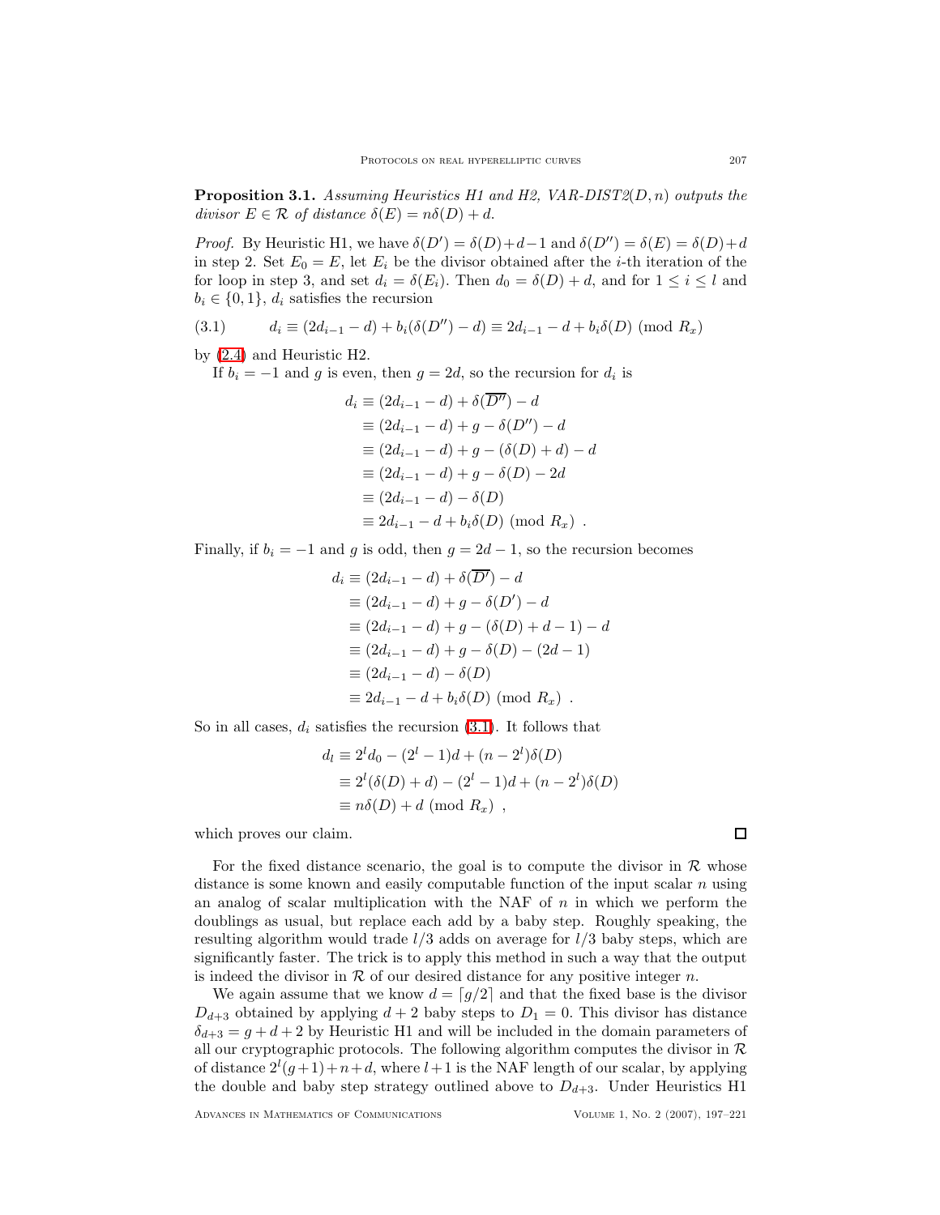**Proposition 3.1.** *Assuming Heuristics H1 and H2, VAR-DIST2$(D,n)$ outputs the divisor $E \in \mathcal{R}$ of distance $\delta(E) = n\delta(D) + d$.*

*Proof.* By Heuristic H1, we have $\delta(D') = \delta(D)+d-1$ and $\delta(D'') = \delta(E) = \delta(D)+d$ in step 2. Set $E_0 = E$, let $E_i$ be the divisor obtained after the $i$-th iteration of the for loop in step 3, and set $d_i = \delta(E_i)$. Then $d_0 = \delta(D) + d$, and for $1 \le i \le l$ and $b_i \in \{0, 1\}$, $d_i$ satisfies the recursion

$$d_i \equiv (2d_{i-1} - d) + b_i(\delta(D'') - d) \equiv 2d_{i-1} - d + b_i\delta(D) \pmod{R_x} \tag{3.1}$$

by (2.4) and Heuristic H2.

If $b_i = -1$ and $g$ is even, then $g = 2d$, so the recursion for $d_i$ is

$$\begin{aligned}
d_i &\equiv (2d_{i-1} - d) + \delta(\overline{D''}) - d \\
&\equiv (2d_{i-1} - d) + g - \delta(D'') - d \\
&\equiv (2d_{i-1} - d) + g - (\delta(D) + d) - d \\
&\equiv (2d_{i-1} - d) + g - \delta(D) - 2d \\
&\equiv (2d_{i-1} - d) - \delta(D) \\
&\equiv 2d_{i-1} - d + b_i\delta(D) \pmod{R_x} .
\end{aligned}$$

Finally, if $b_i = -1$ and $g$ is odd, then $g = 2d - 1$, so the recursion becomes

$$\begin{aligned}
d_i &\equiv (2d_{i-1} - d) + \delta(\overline{D'}) - d \\
&\equiv (2d_{i-1} - d) + g - \delta(D') - d \\
&\equiv (2d_{i-1} - d) + g - (\delta(D) + d - 1) - d \\
&\equiv (2d_{i-1} - d) + g - \delta(D) - (2d - 1) \\
&\equiv (2d_{i-1} - d) - \delta(D) \\
&\equiv 2d_{i-1} - d + b_i\delta(D) \pmod{R_x} .
\end{aligned}$$

So in all cases, $d_i$ satisfies the recursion (3.1). It follows that

$$\begin{aligned}
d_l &\equiv 2^l d_0 - (2^l - 1)d + (n - 2^l)\delta(D) \\
&\equiv 2^l(\delta(D) + d) - (2^l - 1)d + (n - 2^l)\delta(D) \\
&\equiv n\delta(D) + d \pmod{R_x} ,
\end{aligned}$$

which proves our claim. ☐

For the fixed distance scenario, the goal is to compute the divisor in $\mathcal{R}$ whose distance is some known and easily computable function of the input scalar $n$ using an analog of scalar multiplication with the NAF of $n$ in which we perform the doublings as usual, but replace each add by a baby step. Roughly speaking, the resulting algorithm would trade $l/3$ adds on average for $l/3$ baby steps, which are significantly faster. The trick is to apply this method in such a way that the output is indeed the divisor in $\mathcal{R}$ of our desired distance for any positive integer $n$.

We again assume that we know $d = \lceil g/2 \rceil$ and that the fixed base is the divisor $D_{d+3}$ obtained by applying $d + 2$ baby steps to $D_1 = 0$. This divisor has distance $\delta_{d+3} = g + d + 2$ by Heuristic H1 and will be included in the domain parameters of all our cryptographic protocols. The following algorithm computes the divisor in $\mathcal{R}$ of distance $2^l(g+1)+n+d$, where $l+1$ is the NAF length of our scalar, by applying the double and baby step strategy outlined above to $D_{d+3}$. Under Heuristics H1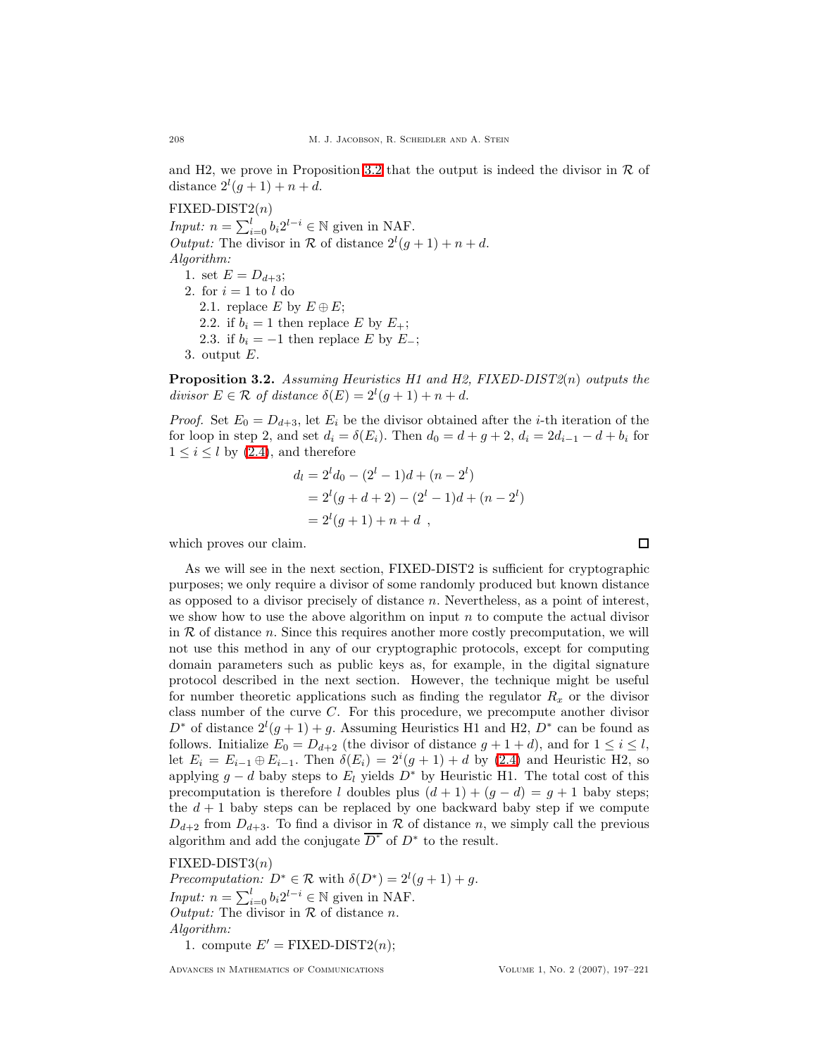and H2, we prove in Proposition 3.2 that the output is indeed the divisor in $\mathcal{R}$ of distance $2^l(g+1)+n+d$.

FIXED-DIST2($n$)
*Input:* $n = \sum_{i=0}^{l} b_i 2^{l-i} \in \mathbb{N}$ given in NAF.
*Output:* The divisor in $\mathcal{R}$ of distance $2^l(g+1)+n+d$.
*Algorithm:*

1. set $E = D_{d+3}$;
2. for $i = 1$ to $l$ do
   2.1. replace $E$ by $E \oplus E$;
   2.2. if $b_i = 1$ then replace $E$ by $E_+$;
   2.3. if $b_i = -1$ then replace $E$ by $E_-$;
3. output $E$.

**Proposition 3.2.** *Assuming Heuristics H1 and H2, FIXED-DIST2($n$) outputs the divisor $E \in \mathcal{R}$ of distance $\delta(E) = 2^l(g+1)+n+d$.*

*Proof.* Set $E_0 = D_{d+3}$, let $E_i$ be the divisor obtained after the $i$-th iteration of the for loop in step 2, and set $d_i = \delta(E_i)$. Then $d_0 = d+g+2$, $d_i = 2d_{i-1} - d + b_i$ for $1 \leq i \leq l$ by (2.4), and therefore

$$
\begin{aligned}
d_l &= 2^l d_0 - (2^l - 1)d + (n - 2^l) \\
&= 2^l(g+d+2) - (2^l-1)d + (n-2^l) \\
&= 2^l(g+1) + n + d \ ,
\end{aligned}
$$

which proves our claim. ∎

As we will see in the next section, FIXED-DIST2 is sufficient for cryptographic purposes; we only require a divisor of some randomly produced but known distance as opposed to a divisor precisely of distance $n$. Nevertheless, as a point of interest, we show how to use the above algorithm on input $n$ to compute the actual divisor in $\mathcal{R}$ of distance $n$. Since this requires another more costly precomputation, we will not use this method in any of our cryptographic protocols, except for computing domain parameters such as public keys as, for example, in the digital signature protocol described in the next section. However, the technique might be useful for number theoretic applications such as finding the regulator $R_x$ or the divisor class number of the curve $C$. For this procedure, we precompute another divisor $D^*$ of distance $2^l(g+1)+g$. Assuming Heuristics H1 and H2, $D^*$ can be found as follows. Initialize $E_0 = D_{d+2}$ (the divisor of distance $g+1+d$), and for $1 \leq i \leq l$, let $E_i = E_{i-1} \oplus E_{i-1}$. Then $\delta(E_i) = 2^i(g+1)+d$ by (2.4) and Heuristic H2, so applying $g-d$ baby steps to $E_l$ yields $D^*$ by Heuristic H1. The total cost of this precomputation is therefore $l$ doubles plus $(d+1)+(g-d) = g+1$ baby steps; the $d+1$ baby steps can be replaced by one backward baby step if we compute $D_{d+2}$ from $D_{d+3}$. To find a divisor in $\mathcal{R}$ of distance $n$, we simply call the previous algorithm and add the conjugate $\overline{D^*}$ of $D^*$ to the result.

FIXED-DIST3($n$)
*Precomputation:* $D^* \in \mathcal{R}$ with $\delta(D^*) = 2^l(g+1)+g$.
*Input:* $n = \sum_{i=0}^{l} b_i 2^{l-i} \in \mathbb{N}$ given in NAF.
*Output:* The divisor in $\mathcal{R}$ of distance $n$.
*Algorithm:*

1. compute $E' = \text{FIXED-DIST2}(n)$;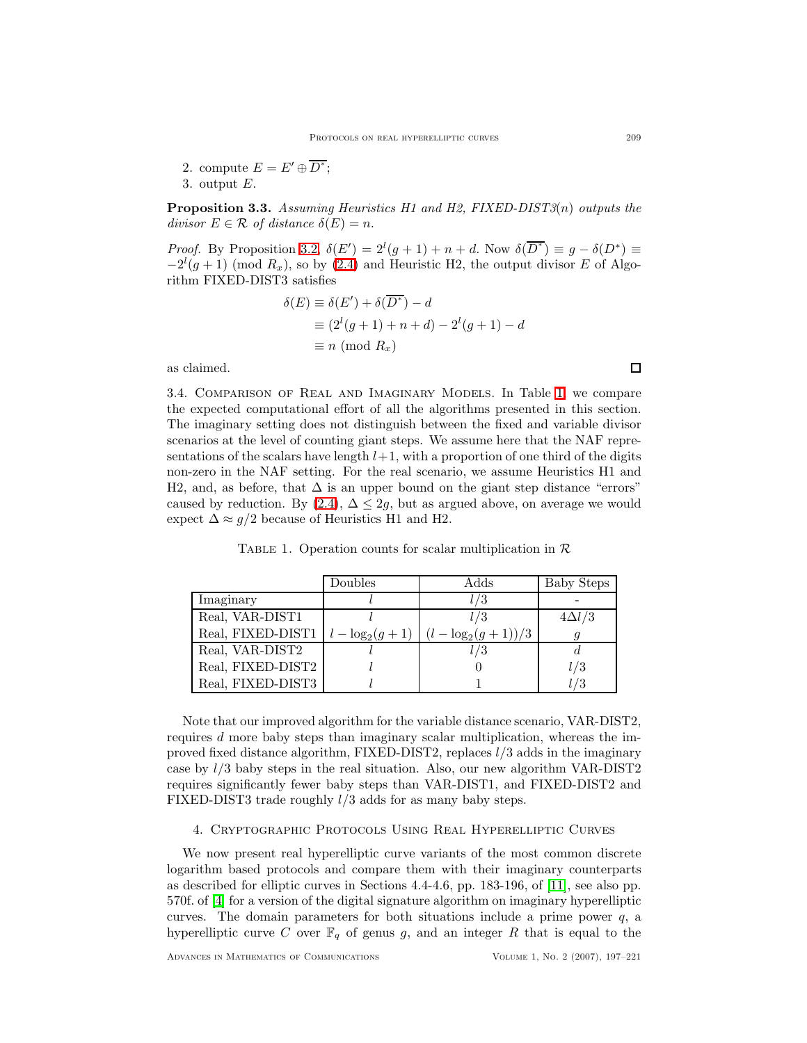2. compute $E = E' \oplus \overline{D^*}$;
3. output $E$.

**Proposition 3.3.** *Assuming Heuristics H1 and H2, FIXED-DIST3($n$) outputs the divisor $E \in \mathcal{R}$ of distance $\delta(E) = n$.*

*Proof.* By Proposition 3.2, $\delta(E') = 2^l(g+1) + n + d$. Now $\delta(\overline{D^*}) \equiv g - \delta(D^*) \equiv -2^l(g+1) \pmod{R_x}$, so by (2.4) and Heuristic H2, the output divisor $E$ of Algorithm FIXED-DIST3 satisfies

$$\begin{aligned}
\delta(E) &\equiv \delta(E') + \delta(\overline{D^*}) - d \\
&\equiv (2^l(g+1) + n + d) - 2^l(g+1) - d \\
&\equiv n \pmod{R_x}
\end{aligned}$$

as claimed. □

3.4. Comparison of Real and Imaginary Models. In Table 1, we compare the expected computational effort of all the algorithms presented in this section. The imaginary setting does not distinguish between the fixed and variable divisor scenarios at the level of counting giant steps. We assume here that the NAF representations of the scalars have length $l+1$, with a proportion of one third of the digits non-zero in the NAF setting. For the real scenario, we assume Heuristics H1 and H2, and, as before, that $\Delta$ is an upper bound on the giant step distance "errors" caused by reduction. By (2.4), $\Delta \leq 2g$, but as argued above, on average we would expect $\Delta \approx g/2$ because of Heuristics H1 and H2.

Table 1. Operation counts for scalar multiplication in $\mathcal{R}$

| | Doubles | Adds | Baby Steps |
|---|---|---|---|
| Imaginary | $l$ | $l/3$ | - |
| Real, VAR-DIST1 | $l$ | $l/3$ | $4\Delta l/3$ |
| Real, FIXED-DIST1 | $l - \log_2(g+1)$ | $(l - \log_2(g+1))/3$ | $g$ |
| Real, VAR-DIST2 | $l$ | $l/3$ | $d$ |
| Real, FIXED-DIST2 | $l$ | $0$ | $l/3$ |
| Real, FIXED-DIST3 | $l$ | $1$ | $l/3$ |

Note that our improved algorithm for the variable distance scenario, VAR-DIST2, requires $d$ more baby steps than imaginary scalar multiplication, whereas the improved fixed distance algorithm, FIXED-DIST2, replaces $l/3$ adds in the imaginary case by $l/3$ baby steps in the real situation. Also, our new algorithm VAR-DIST2 requires significantly fewer baby steps than VAR-DIST1, and FIXED-DIST2 and FIXED-DIST3 trade roughly $l/3$ adds for as many baby steps.

## 4. Cryptographic Protocols Using Real Hyperelliptic Curves

We now present real hyperelliptic curve variants of the most common discrete logarithm based protocols and compare them with their imaginary counterparts as described for elliptic curves in Sections 4.4-4.6, pp. 183-196, of [11], see also pp. 570f. of [4] for a version of the digital signature algorithm on imaginary hyperelliptic curves. The domain parameters for both situations include a prime power $q$, a hyperelliptic curve $C$ over $\mathbb{F}_q$ of genus $g$, and an integer $R$ that is equal to the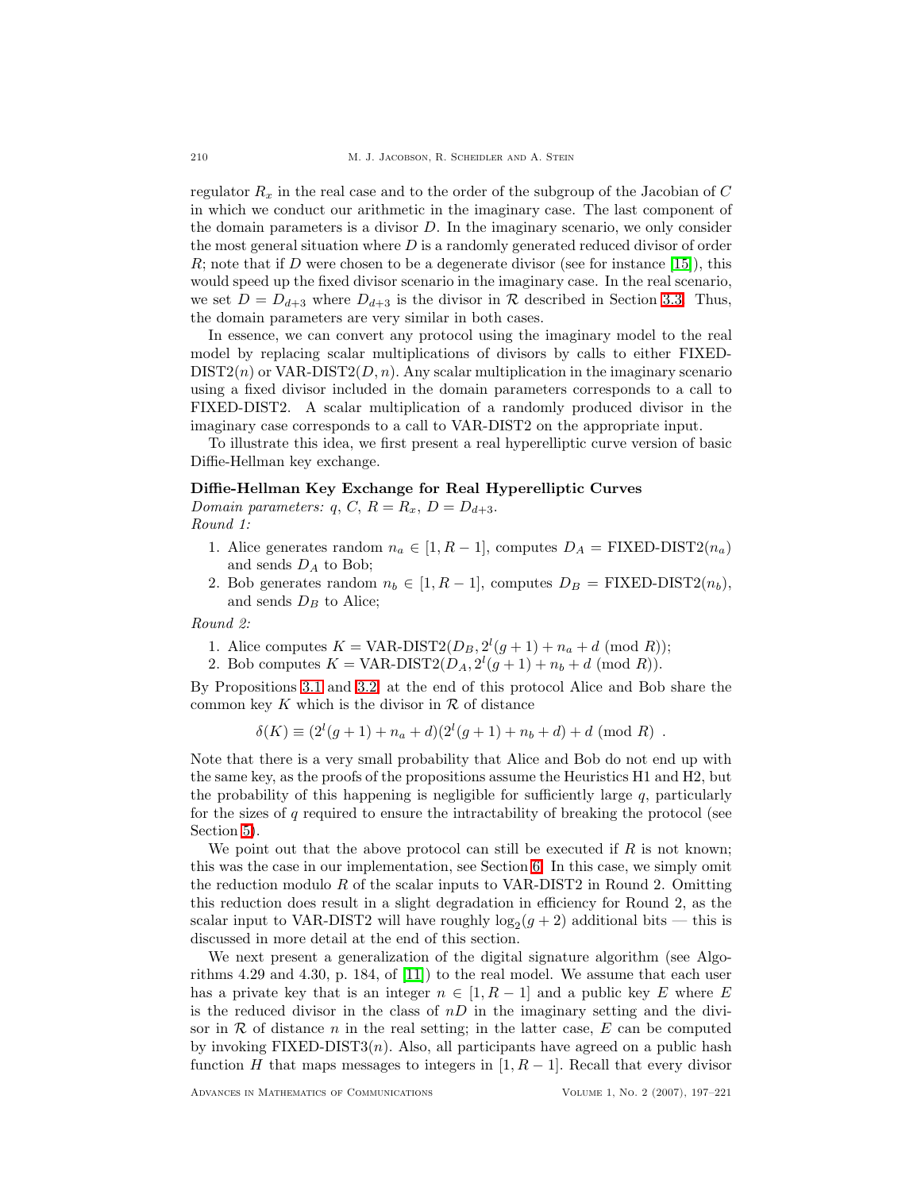regulator $R_x$ in the real case and to the order of the subgroup of the Jacobian of $C$ in which we conduct our arithmetic in the imaginary case. The last component of the domain parameters is a divisor $D$. In the imaginary scenario, we only consider the most general situation where $D$ is a randomly generated reduced divisor of order $R$; note that if $D$ were chosen to be a degenerate divisor (see for instance [15]), this would speed up the fixed divisor scenario in the imaginary case. In the real scenario, we set $D = D_{d+3}$ where $D_{d+3}$ is the divisor in $\mathcal{R}$ described in Section 3.3. Thus, the domain parameters are very similar in both cases.

In essence, we can convert any protocol using the imaginary model to the real model by replacing scalar multiplications of divisors by calls to either FIXED-DIST2($n$) or VAR-DIST2($D, n$). Any scalar multiplication in the imaginary scenario using a fixed divisor included in the domain parameters corresponds to a call to FIXED-DIST2. A scalar multiplication of a randomly produced divisor in the imaginary case corresponds to a call to VAR-DIST2 on the appropriate input.

To illustrate this idea, we first present a real hyperelliptic curve version of basic Diffie-Hellman key exchange.

**Diffie-Hellman Key Exchange for Real Hyperelliptic Curves**

*Domain parameters:* $q$, $C$, $R = R_x$, $D = D_{d+3}$.

*Round 1:*

1. Alice generates random $n_a \in [1, R-1]$, computes $D_A = \text{FIXED-DIST2}(n_a)$ and sends $D_A$ to Bob;
2. Bob generates random $n_b \in [1, R-1]$, computes $D_B = \text{FIXED-DIST2}(n_b)$, and sends $D_B$ to Alice;

*Round 2:*

1. Alice computes $K = \text{VAR-DIST2}(D_B, 2^l(g+1) + n_a + d \pmod{R})$;
2. Bob computes $K = \text{VAR-DIST2}(D_A, 2^l(g+1) + n_b + d \pmod{R})$.

By Propositions 3.1 and 3.2, at the end of this protocol Alice and Bob share the common key $K$ which is the divisor in $\mathcal{R}$ of distance

$$\delta(K) \equiv (2^l(g+1) + n_a + d)(2^l(g+1) + n_b + d) + d \pmod{R} \ .$$

Note that there is a very small probability that Alice and Bob do not end up with the same key, as the proofs of the propositions assume the Heuristics H1 and H2, but the probability of this happening is negligible for sufficiently large $q$, particularly for the sizes of $q$ required to ensure the intractability of breaking the protocol (see Section 5).

We point out that the above protocol can still be executed if $R$ is not known; this was the case in our implementation, see Section 6. In this case, we simply omit the reduction modulo $R$ of the scalar inputs to VAR-DIST2 in Round 2. Omitting this reduction does result in a slight degradation in efficiency for Round 2, as the scalar input to VAR-DIST2 will have roughly $\log_2(g+2)$ additional bits — this is discussed in more detail at the end of this section.

We next present a generalization of the digital signature algorithm (see Algorithms 4.29 and 4.30, p. 184, of [11]) to the real model. We assume that each user has a private key that is an integer $n \in [1, R-1]$ and a public key $E$ where $E$ is the reduced divisor in the class of $nD$ in the imaginary setting and the divisor in $\mathcal{R}$ of distance $n$ in the real setting; in the latter case, $E$ can be computed by invoking FIXED-DIST3($n$). Also, all participants have agreed on a public hash function $H$ that maps messages to integers in $[1, R-1]$. Recall that every divisor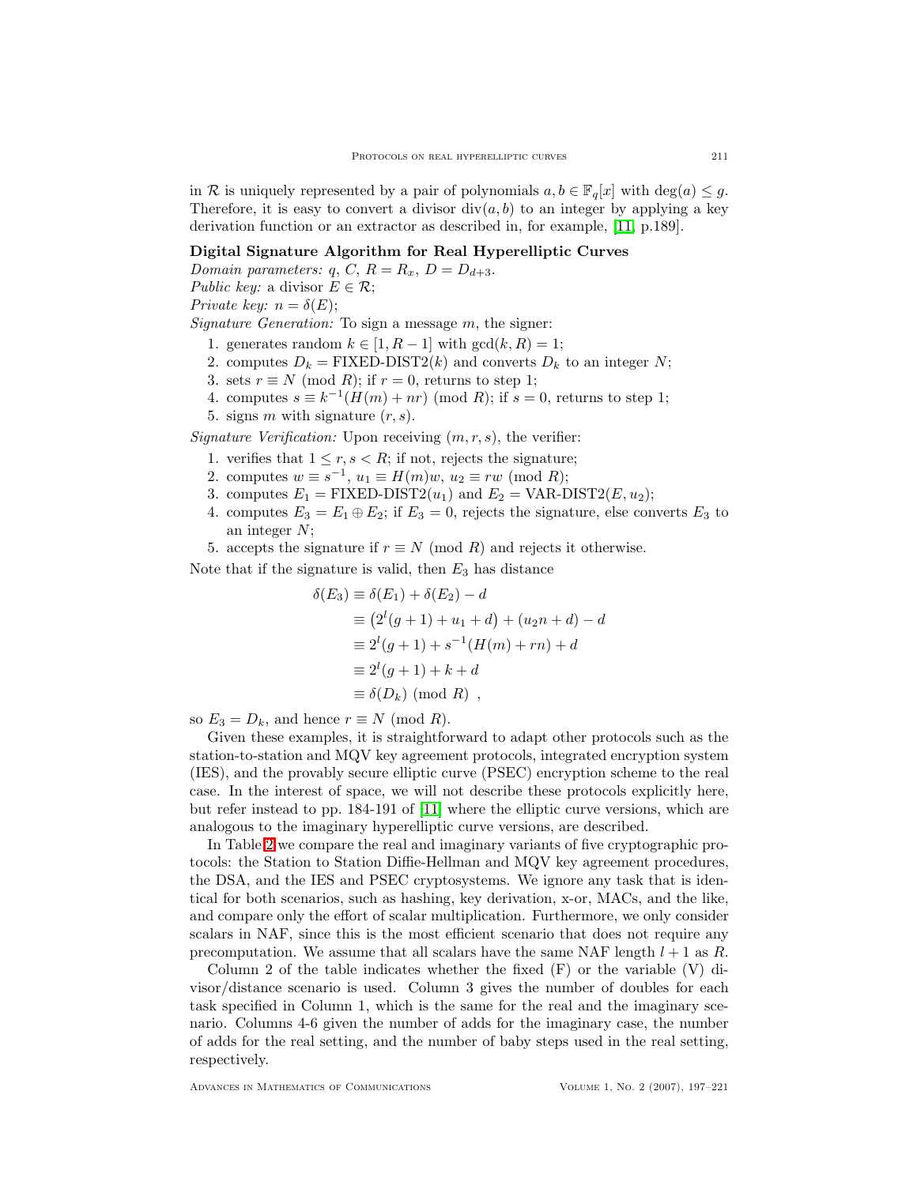in $\mathcal{R}$ is uniquely represented by a pair of polynomials $a, b \in \mathbb{F}_q[x]$ with $\deg(a) \leq g$. Therefore, it is easy to convert a divisor $\text{div}(a, b)$ to an integer by applying a key derivation function or an extractor as described in, for example, [11, p.189].

**Digital Signature Algorithm for Real Hyperelliptic Curves**

*Domain parameters:* $q$, $C$, $R = R_x$, $D = D_{d+3}$.

*Public key:* a divisor $E \in \mathcal{R}$;

*Private key:* $n = \delta(E)$;

*Signature Generation:* To sign a message $m$, the signer:

1. generates random $k \in [1, R-1]$ with $\gcd(k, R) = 1$;
2. computes $D_k = \text{FIXED-DIST2}(k)$ and converts $D_k$ to an integer $N$;
3. sets $r \equiv N \pmod{R}$; if $r = 0$, returns to step 1;
4. computes $s \equiv k^{-1}(H(m) + nr) \pmod{R}$; if $s = 0$, returns to step 1;
5. signs $m$ with signature $(r, s)$.

*Signature Verification:* Upon receiving $(m, r, s)$, the verifier:

1. verifies that $1 \leq r, s < R$; if not, rejects the signature;
2. computes $w \equiv s^{-1}$, $u_1 \equiv H(m)w$, $u_2 \equiv rw \pmod{R}$;
3. computes $E_1 = \text{FIXED-DIST2}(u_1)$ and $E_2 = \text{VAR-DIST2}(E, u_2)$;
4. computes $E_3 = E_1 \oplus E_2$; if $E_3 = 0$, rejects the signature, else converts $E_3$ to an integer $N$;
5. accepts the signature if $r \equiv N \pmod{R}$ and rejects it otherwise.

Note that if the signature is valid, then $E_3$ has distance

$$
\begin{aligned}
\delta(E_3) &\equiv \delta(E_1) + \delta(E_2) - d \\
&\equiv \left(2^l(g+1) + u_1 + d\right) + (u_2 n + d) - d \\
&\equiv 2^l(g+1) + s^{-1}(H(m) + rn) + d \\
&\equiv 2^l(g+1) + k + d \\
&\equiv \delta(D_k) \pmod{R} \ ,
\end{aligned}
$$

so $E_3 = D_k$, and hence $r \equiv N \pmod{R}$.

Given these examples, it is straightforward to adapt other protocols such as the station-to-station and MQV key agreement protocols, integrated encryption system (IES), and the provably secure elliptic curve (PSEC) encryption scheme to the real case. In the interest of space, we will not describe these protocols explicitly here, but refer instead to pp. 184-191 of [11] where the elliptic curve versions, which are analogous to the imaginary hyperelliptic curve versions, are described.

In Table 2 we compare the real and imaginary variants of five cryptographic protocols: the Station to Station Diffie-Hellman and MQV key agreement procedures, the DSA, and the IES and PSEC cryptosystems. We ignore any task that is identical for both scenarios, such as hashing, key derivation, x-or, MACs, and the like, and compare only the effort of scalar multiplication. Furthermore, we only consider scalars in NAF, since this is the most efficient scenario that does not require any precomputation. We assume that all scalars have the same NAF length $l + 1$ as $R$.

Column 2 of the table indicates whether the fixed (F) or the variable (V) divisor/distance scenario is used. Column 3 gives the number of doubles for each task specified in Column 1, which is the same for the real and the imaginary scenario. Columns 4-6 given the number of adds for the imaginary case, the number of adds for the real setting, and the number of baby steps used in the real setting, respectively.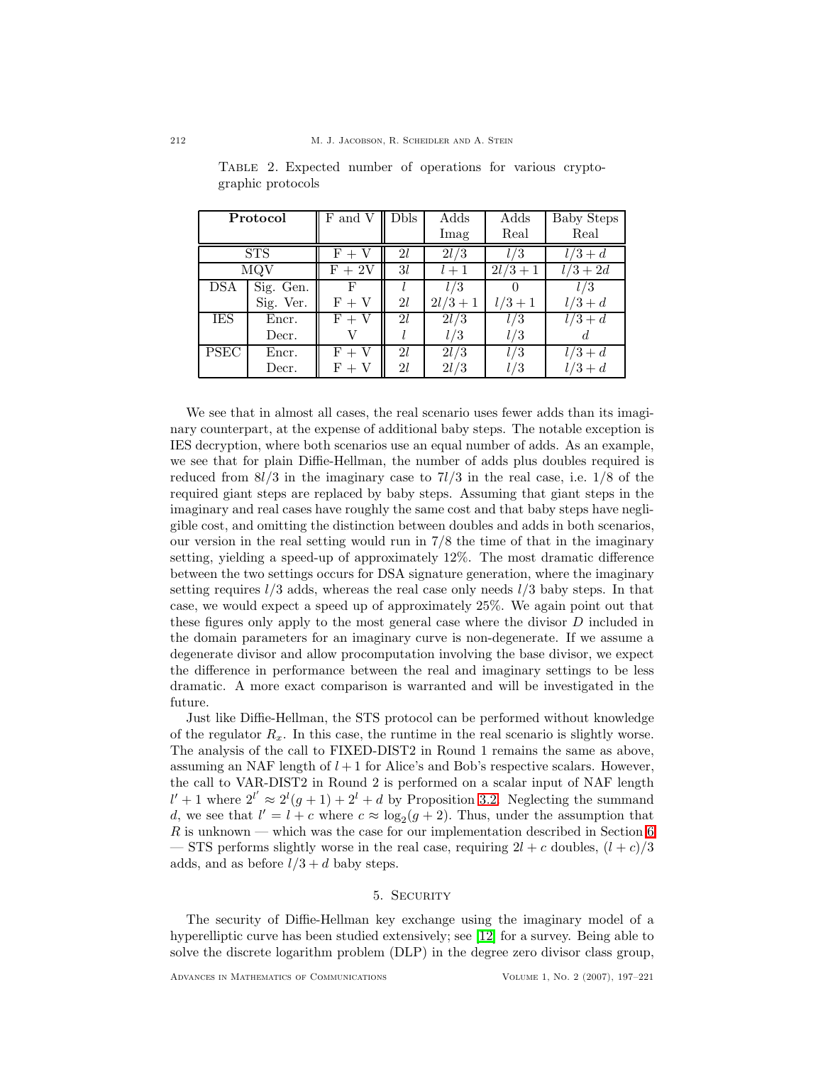Table 2. Expected number of operations for various cryptographic protocols

| **Protocol** | | F and V | Dbls | Adds Imag | Adds Real | Baby Steps Real |
|---|---|---|---|---|---|---|
| STS | | F + V | $2l$ | $2l/3$ | $l/3$ | $l/3+d$ |
| MQV | | F + 2V | $3l$ | $l+1$ | $2l/3+1$ | $l/3+2d$ |
| DSA | Sig. Gen. | F | $l$ | $l/3$ | $0$ | $l/3$ |
| | Sig. Ver. | F + V | $2l$ | $2l/3+1$ | $l/3+1$ | $l/3+d$ |
| IES | Encr. | F + V | $2l$ | $2l/3$ | $l/3$ | $l/3+d$ |
| | Decr. | V | $l$ | $l/3$ | $l/3$ | $d$ |
| PSEC | Encr. | F + V | $2l$ | $2l/3$ | $l/3$ | $l/3+d$ |
| | Decr. | F + V | $2l$ | $2l/3$ | $l/3$ | $l/3+d$ |

We see that in almost all cases, the real scenario uses fewer adds than its imaginary counterpart, at the expense of additional baby steps. The notable exception is IES decryption, where both scenarios use an equal number of adds. As an example, we see that for plain Diffie-Hellman, the number of adds plus doubles required is reduced from $8l/3$ in the imaginary case to $7l/3$ in the real case, i.e. $1/8$ of the required giant steps are replaced by baby steps. Assuming that giant steps in the imaginary and real cases have roughly the same cost and that baby steps have negligible cost, and omitting the distinction between doubles and adds in both scenarios, our version in the real setting would run in $7/8$ the time of that in the imaginary setting, yielding a speed-up of approximately 12%. The most dramatic difference between the two settings occurs for DSA signature generation, where the imaginary setting requires $l/3$ adds, whereas the real case only needs $l/3$ baby steps. In that case, we would expect a speed up of approximately 25%. We again point out that these figures only apply to the most general case where the divisor $D$ included in the domain parameters for an imaginary curve is non-degenerate. If we assume a degenerate divisor and allow procomputation involving the base divisor, we expect the difference in performance between the real and imaginary settings to be less dramatic. A more exact comparison is warranted and will be investigated in the future.

Just like Diffie-Hellman, the STS protocol can be performed without knowledge of the regulator $R_x$. In this case, the runtime in the real scenario is slightly worse. The analysis of the call to FIXED-DIST2 in Round 1 remains the same as above, assuming an NAF length of $l+1$ for Alice's and Bob's respective scalars. However, the call to VAR-DIST2 in Round 2 is performed on a scalar input of NAF length $l'+1$ where $2^{l'} \approx 2^l(g+1) + 2^l + d$ by Proposition 3.2. Neglecting the summand $d$, we see that $l' = l + c$ where $c \approx \log_2(g+2)$. Thus, under the assumption that $R$ is unknown — which was the case for our implementation described in Section 6 — STS performs slightly worse in the real case, requiring $2l+c$ doubles, $(l+c)/3$ adds, and as before $l/3+d$ baby steps.

## 5. Security

The security of Diffie-Hellman key exchange using the imaginary model of a hyperelliptic curve has been studied extensively; see [12] for a survey. Being able to solve the discrete logarithm problem (DLP) in the degree zero divisor class group,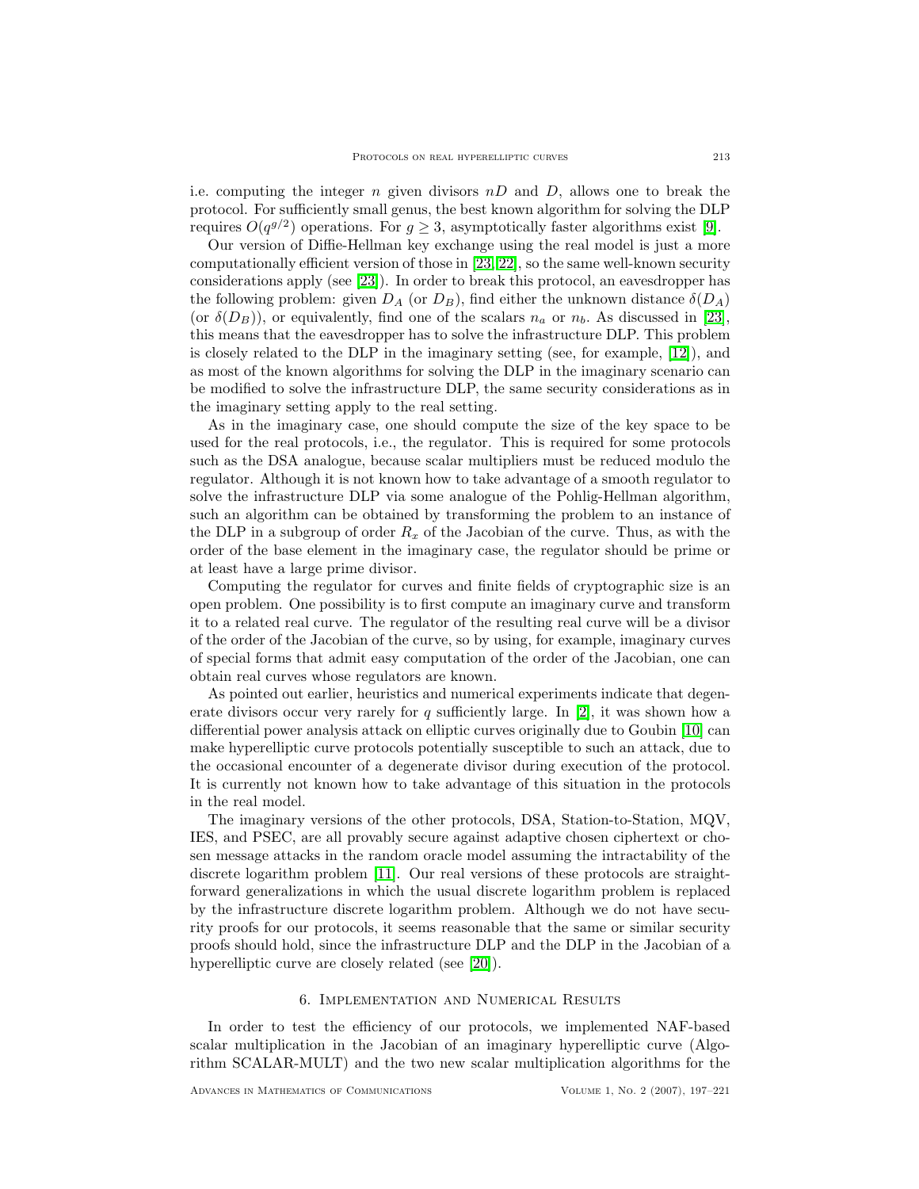i.e. computing the integer $n$ given divisors $nD$ and $D$, allows one to break the protocol. For sufficiently small genus, the best known algorithm for solving the DLP requires $O(q^{g/2})$ operations. For $g \geq 3$, asymptotically faster algorithms exist [9].

Our version of Diffie-Hellman key exchange using the real model is just a more computationally efficient version of those in [23, 22], so the same well-known security considerations apply (see [23]). In order to break this protocol, an eavesdropper has the following problem: given $D_A$ (or $D_B$), find either the unknown distance $\delta(D_A)$ (or $\delta(D_B)$), or equivalently, find one of the scalars $n_a$ or $n_b$. As discussed in [23], this means that the eavesdropper has to solve the infrastructure DLP. This problem is closely related to the DLP in the imaginary setting (see, for example, [12]), and as most of the known algorithms for solving the DLP in the imaginary scenario can be modified to solve the infrastructure DLP, the same security considerations as in the imaginary setting apply to the real setting.

As in the imaginary case, one should compute the size of the key space to be used for the real protocols, i.e., the regulator. This is required for some protocols such as the DSA analogue, because scalar multipliers must be reduced modulo the regulator. Although it is not known how to take advantage of a smooth regulator to solve the infrastructure DLP via some analogue of the Pohlig-Hellman algorithm, such an algorithm can be obtained by transforming the problem to an instance of the DLP in a subgroup of order $R_x$ of the Jacobian of the curve. Thus, as with the order of the base element in the imaginary case, the regulator should be prime or at least have a large prime divisor.

Computing the regulator for curves and finite fields of cryptographic size is an open problem. One possibility is to first compute an imaginary curve and transform it to a related real curve. The regulator of the resulting real curve will be a divisor of the order of the Jacobian of the curve, so by using, for example, imaginary curves of special forms that admit easy computation of the order of the Jacobian, one can obtain real curves whose regulators are known.

As pointed out earlier, heuristics and numerical experiments indicate that degenerate divisors occur very rarely for $q$ sufficiently large. In [2], it was shown how a differential power analysis attack on elliptic curves originally due to Goubin [10] can make hyperelliptic curve protocols potentially susceptible to such an attack, due to the occasional encounter of a degenerate divisor during execution of the protocol. It is currently not known how to take advantage of this situation in the protocols in the real model.

The imaginary versions of the other protocols, DSA, Station-to-Station, MQV, IES, and PSEC, are all provably secure against adaptive chosen ciphertext or chosen message attacks in the random oracle model assuming the intractability of the discrete logarithm problem [11]. Our real versions of these protocols are straightforward generalizations in which the usual discrete logarithm problem is replaced by the infrastructure discrete logarithm problem. Although we do not have security proofs for our protocols, it seems reasonable that the same or similar security proofs should hold, since the infrastructure DLP and the DLP in the Jacobian of a hyperelliptic curve are closely related (see [20]).

## 6. Implementation and Numerical Results

In order to test the efficiency of our protocols, we implemented NAF-based scalar multiplication in the Jacobian of an imaginary hyperelliptic curve (Algorithm SCALAR-MULT) and the two new scalar multiplication algorithms for the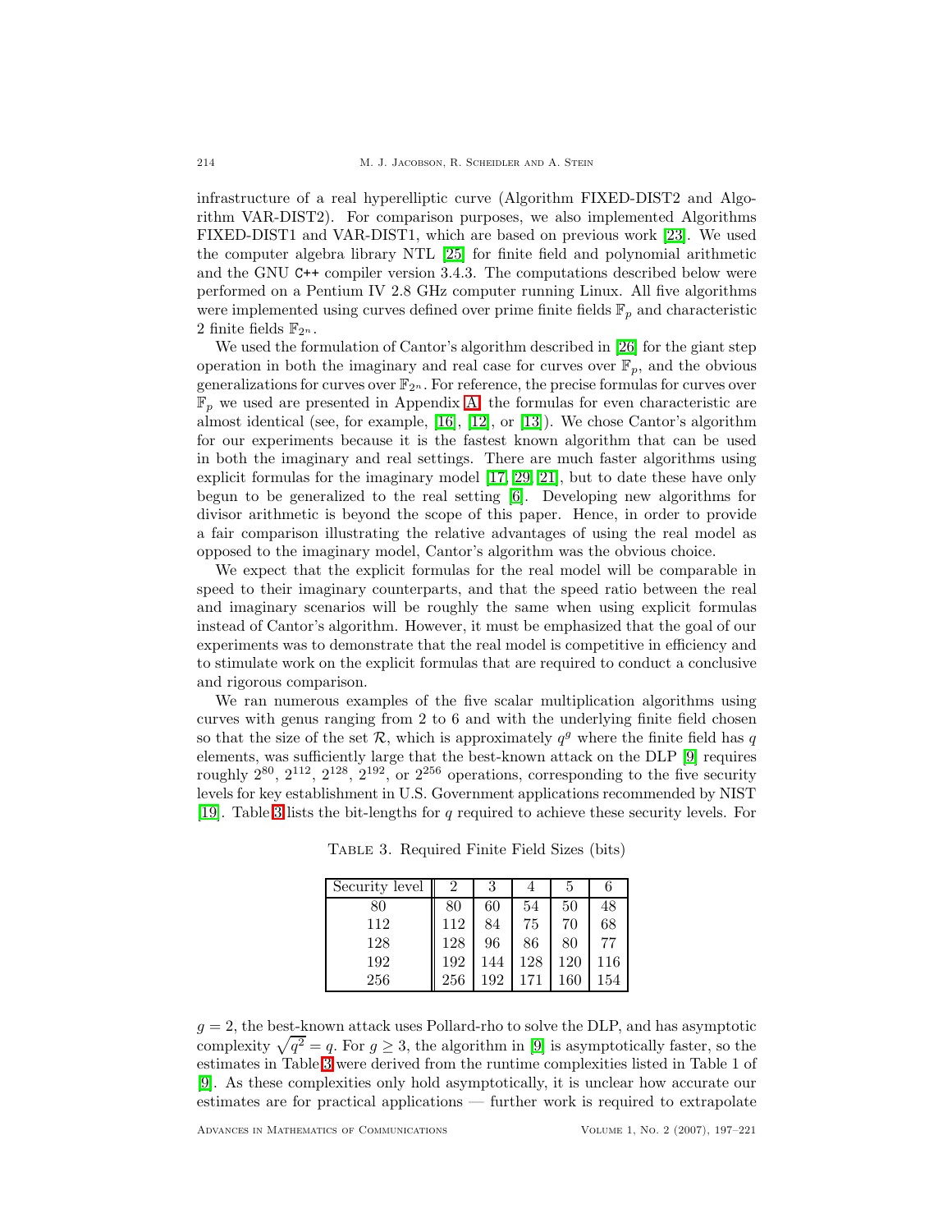infrastructure of a real hyperelliptic curve (Algorithm FIXED-DIST2 and Algorithm VAR-DIST2). For comparison purposes, we also implemented Algorithms FIXED-DIST1 and VAR-DIST1, which are based on previous work [23]. We used the computer algebra library NTL [25] for finite field and polynomial arithmetic and the GNU `C++` compiler version 3.4.3. The computations described below were performed on a Pentium IV 2.8 GHz computer running Linux. All five algorithms were implemented using curves defined over prime finite fields $\mathbb{F}_p$ and characteristic 2 finite fields $\mathbb{F}_{2^n}$.

We used the formulation of Cantor's algorithm described in [26] for the giant step operation in both the imaginary and real case for curves over $\mathbb{F}_p$, and the obvious generalizations for curves over $\mathbb{F}_{2^n}$. For reference, the precise formulas for curves over $\mathbb{F}_p$ we used are presented in Appendix A; the formulas for even characteristic are almost identical (see, for example, [16], [12], or [13]). We chose Cantor's algorithm for our experiments because it is the fastest known algorithm that can be used in both the imaginary and real settings. There are much faster algorithms using explicit formulas for the imaginary model [17, 29, 21], but to date these have only begun to be generalized to the real setting [6]. Developing new algorithms for divisor arithmetic is beyond the scope of this paper. Hence, in order to provide a fair comparison illustrating the relative advantages of using the real model as opposed to the imaginary model, Cantor's algorithm was the obvious choice.

We expect that the explicit formulas for the real model will be comparable in speed to their imaginary counterparts, and that the speed ratio between the real and imaginary scenarios will be roughly the same when using explicit formulas instead of Cantor's algorithm. However, it must be emphasized that the goal of our experiments was to demonstrate that the real model is competitive in efficiency and to stimulate work on the explicit formulas that are required to conduct a conclusive and rigorous comparison.

We ran numerous examples of the five scalar multiplication algorithms using curves with genus ranging from 2 to 6 and with the underlying finite field chosen so that the size of the set $\mathcal{R}$, which is approximately $q^g$ where the finite field has $q$ elements, was sufficiently large that the best-known attack on the DLP [9] requires roughly $2^{80}$, $2^{112}$, $2^{128}$, $2^{192}$, or $2^{256}$ operations, corresponding to the five security levels for key establishment in U.S. Government applications recommended by NIST [19]. Table 3 lists the bit-lengths for $q$ required to achieve these security levels. For

Table 3. Required Finite Field Sizes (bits)

| Security level | 2 | 3 | 4 | 5 | 6 |
|---|---|---|---|---|---|
| 80 | 80 | 60 | 54 | 50 | 48 |
| 112 | 112 | 84 | 75 | 70 | 68 |
| 128 | 128 | 96 | 86 | 80 | 77 |
| 192 | 192 | 144 | 128 | 120 | 116 |
| 256 | 256 | 192 | 171 | 160 | 154 |

$g = 2$, the best-known attack uses Pollard-rho to solve the DLP, and has asymptotic complexity $\sqrt{q^2} = q$. For $g \geq 3$, the algorithm in [9] is asymptotically faster, so the estimates in Table 3 were derived from the runtime complexities listed in Table 1 of [9]. As these complexities only hold asymptotically, it is unclear how accurate our estimates are for practical applications — further work is required to extrapolate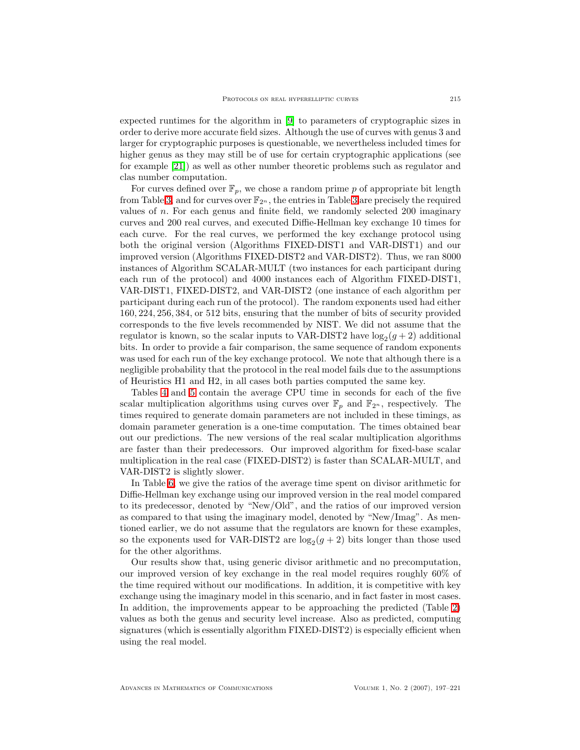expected runtimes for the algorithm in [9] to parameters of cryptographic sizes in order to derive more accurate field sizes. Although the use of curves with genus 3 and larger for cryptographic purposes is questionable, we nevertheless included times for higher genus as they may still be of use for certain cryptographic applications (see for example [21]) as well as other number theoretic problems such as regulator and clas number computation.

For curves defined over $\mathbb{F}_p$, we chose a random prime $p$ of appropriate bit length from Table 3, and for curves over $\mathbb{F}_{2^n}$, the entries in Table 3 are precisely the required values of $n$. For each genus and finite field, we randomly selected 200 imaginary curves and 200 real curves, and executed Diffie-Hellman key exchange 10 times for each curve. For the real curves, we performed the key exchange protocol using both the original version (Algorithms FIXED-DIST1 and VAR-DIST1) and our improved version (Algorithms FIXED-DIST2 and VAR-DIST2). Thus, we ran 8000 instances of Algorithm SCALAR-MULT (two instances for each participant during each run of the protocol) and 4000 instances each of Algorithm FIXED-DIST1, VAR-DIST1, FIXED-DIST2, and VAR-DIST2 (one instance of each algorithm per participant during each run of the protocol). The random exponents used had either $160, 224, 256, 384$, or $512$ bits, ensuring that the number of bits of security provided corresponds to the five levels recommended by NIST. We did not assume that the regulator is known, so the scalar inputs to VAR-DIST2 have $\log_2(g+2)$ additional bits. In order to provide a fair comparison, the same sequence of random exponents was used for each run of the key exchange protocol. We note that although there is a negligible probability that the protocol in the real model fails due to the assumptions of Heuristics H1 and H2, in all cases both parties computed the same key.

Tables 4 and 5 contain the average CPU time in seconds for each of the five scalar multiplication algorithms using curves over $\mathbb{F}_p$ and $\mathbb{F}_{2^n}$, respectively. The times required to generate domain parameters are not included in these timings, as domain parameter generation is a one-time computation. The times obtained bear out our predictions. The new versions of the real scalar multiplication algorithms are faster than their predecessors. Our improved algorithm for fixed-base scalar multiplication in the real case (FIXED-DIST2) is faster than SCALAR-MULT, and VAR-DIST2 is slightly slower.

In Table 6, we give the ratios of the average time spent on divisor arithmetic for Diffie-Hellman key exchange using our improved version in the real model compared to its predecessor, denoted by "New/Old", and the ratios of our improved version as compared to that using the imaginary model, denoted by "New/Imag". As mentioned earlier, we do not assume that the regulators are known for these examples, so the exponents used for VAR-DIST2 are $\log_2(g+2)$ bits longer than those used for the other algorithms.

Our results show that, using generic divisor arithmetic and no precomputation, our improved version of key exchange in the real model requires roughly 60% of the time required without our modifications. In addition, it is competitive with key exchange using the imaginary model in this scenario, and in fact faster in most cases. In addition, the improvements appear to be approaching the predicted (Table 2) values as both the genus and security level increase. Also as predicted, computing signatures (which is essentially algorithm FIXED-DIST2) is especially efficient when using the real model.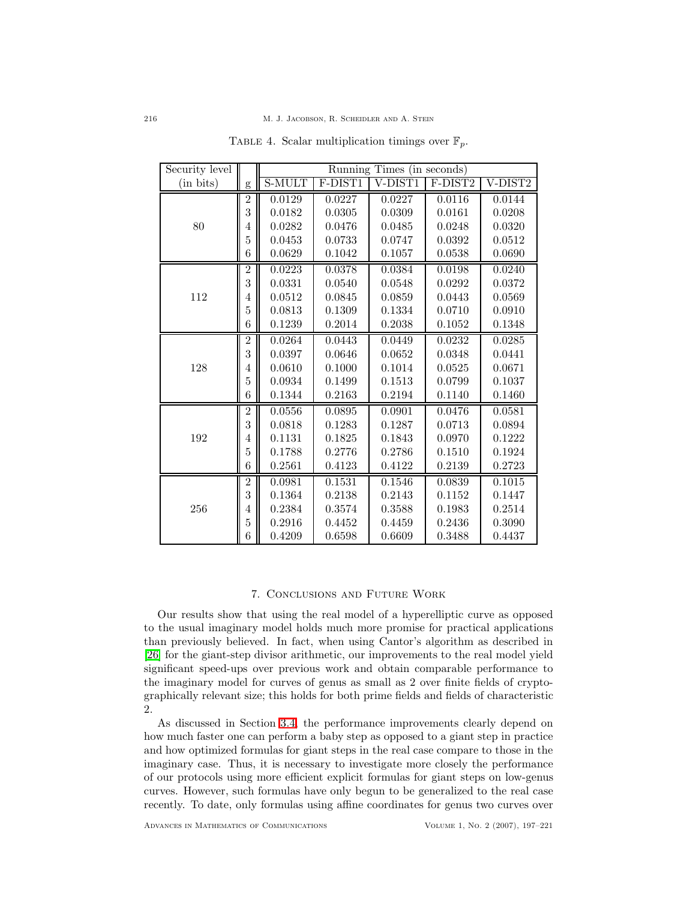Table 4. Scalar multiplication timings over $\mathbb{F}_p$.

| Security level (in bits) | g | Running Times (in seconds) | | | | |
|---|---|---|---|---|---|---|
| | | S-MULT | F-DIST1 | V-DIST1 | F-DIST2 | V-DIST2 |
| 80 | 2 | 0.0129 | 0.0227 | 0.0227 | 0.0116 | 0.0144 |
| | 3 | 0.0182 | 0.0305 | 0.0309 | 0.0161 | 0.0208 |
| | 4 | 0.0282 | 0.0476 | 0.0485 | 0.0248 | 0.0320 |
| | 5 | 0.0453 | 0.0733 | 0.0747 | 0.0392 | 0.0512 |
| | 6 | 0.0629 | 0.1042 | 0.1057 | 0.0538 | 0.0690 |
| 112 | 2 | 0.0223 | 0.0378 | 0.0384 | 0.0198 | 0.0240 |
| | 3 | 0.0331 | 0.0540 | 0.0548 | 0.0292 | 0.0372 |
| | 4 | 0.0512 | 0.0845 | 0.0859 | 0.0443 | 0.0569 |
| | 5 | 0.0813 | 0.1309 | 0.1334 | 0.0710 | 0.0910 |
| | 6 | 0.1239 | 0.2014 | 0.2038 | 0.1052 | 0.1348 |
| 128 | 2 | 0.0264 | 0.0443 | 0.0449 | 0.0232 | 0.0285 |
| | 3 | 0.0397 | 0.0646 | 0.0652 | 0.0348 | 0.0441 |
| | 4 | 0.0610 | 0.1000 | 0.1014 | 0.0525 | 0.0671 |
| | 5 | 0.0934 | 0.1499 | 0.1513 | 0.0799 | 0.1037 |
| | 6 | 0.1344 | 0.2163 | 0.2194 | 0.1140 | 0.1460 |
| 192 | 2 | 0.0556 | 0.0895 | 0.0901 | 0.0476 | 0.0581 |
| | 3 | 0.0818 | 0.1283 | 0.1287 | 0.0713 | 0.0894 |
| | 4 | 0.1131 | 0.1825 | 0.1843 | 0.0970 | 0.1222 |
| | 5 | 0.1788 | 0.2776 | 0.2786 | 0.1510 | 0.1924 |
| | 6 | 0.2561 | 0.4123 | 0.4122 | 0.2139 | 0.2723 |
| 256 | 2 | 0.0981 | 0.1531 | 0.1546 | 0.0839 | 0.1015 |
| | 3 | 0.1364 | 0.2138 | 0.2143 | 0.1152 | 0.1447 |
| | 4 | 0.2384 | 0.3574 | 0.3588 | 0.1983 | 0.2514 |
| | 5 | 0.2916 | 0.4452 | 0.4459 | 0.2436 | 0.3090 |
| | 6 | 0.4209 | 0.6598 | 0.6609 | 0.3488 | 0.4437 |

## 7. Conclusions and Future Work

Our results show that using the real model of a hyperelliptic curve as opposed to the usual imaginary model holds much more promise for practical applications than previously believed. In fact, when using Cantor's algorithm as described in [26] for the giant-step divisor arithmetic, our improvements to the real model yield significant speed-ups over previous work and obtain comparable performance to the imaginary model for curves of genus as small as 2 over finite fields of cryptographically relevant size; this holds for both prime fields and fields of characteristic 2.

As discussed in Section 3.4, the performance improvements clearly depend on how much faster one can perform a baby step as opposed to a giant step in practice and how optimized formulas for giant steps in the real case compare to those in the imaginary case. Thus, it is necessary to investigate more closely the performance of our protocols using more efficient explicit formulas for giant steps on low-genus curves. However, such formulas have only begun to be generalized to the real case recently. To date, only formulas using affine coordinates for genus two curves over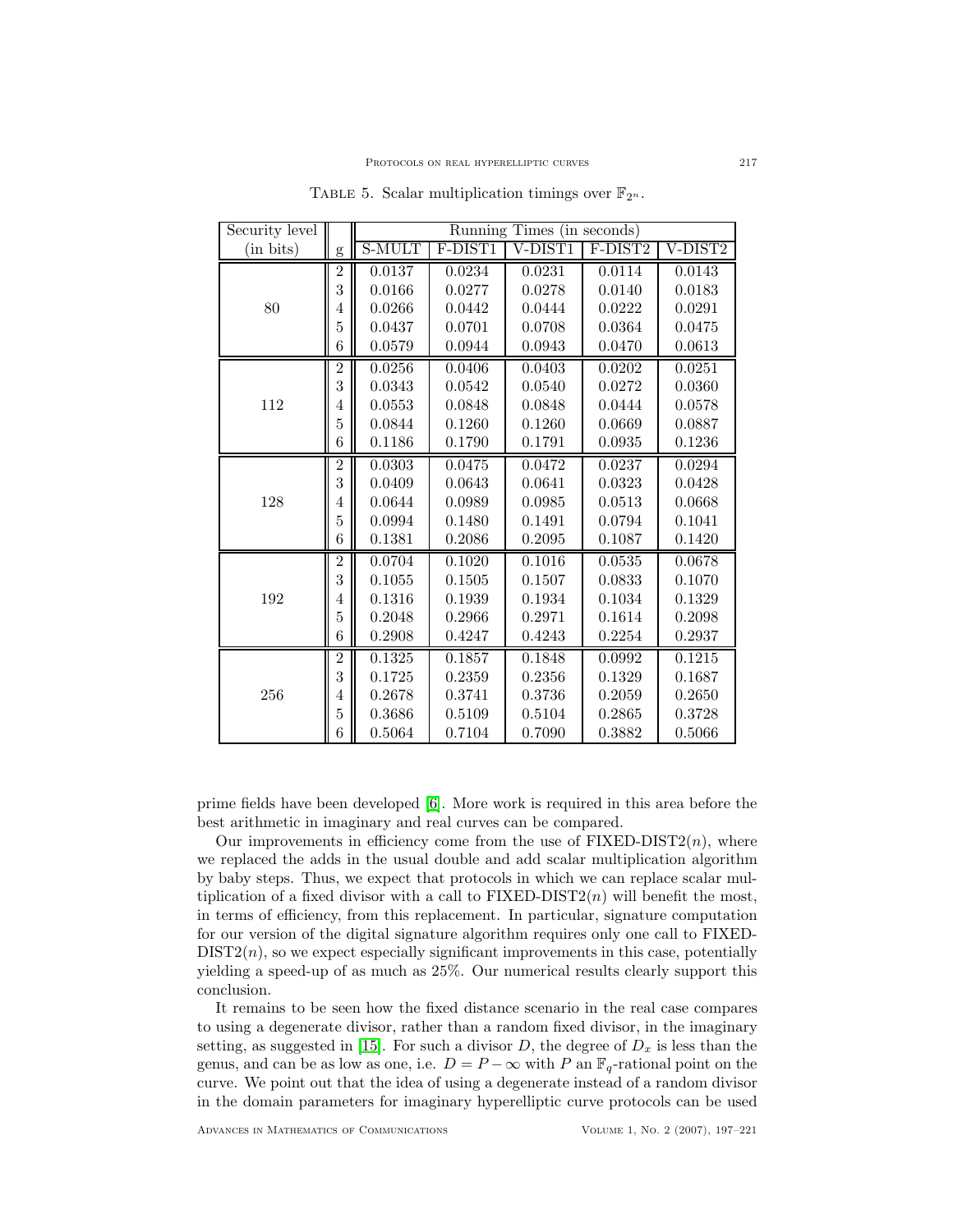TABLE 5. Scalar multiplication timings over $\mathbb{F}_{2^n}$.

| Security level | | Running Times (in seconds) | | | | |
|---|---|---|---|---|---|---|
| (in bits) | g | S-MULT | F-DIST1 | V-DIST1 | F-DIST2 | V-DIST2 |
| 80 | 2 | 0.0137 | 0.0234 | 0.0231 | 0.0114 | 0.0143 |
| | 3 | 0.0166 | 0.0277 | 0.0278 | 0.0140 | 0.0183 |
| | 4 | 0.0266 | 0.0442 | 0.0444 | 0.0222 | 0.0291 |
| | 5 | 0.0437 | 0.0701 | 0.0708 | 0.0364 | 0.0475 |
| | 6 | 0.0579 | 0.0944 | 0.0943 | 0.0470 | 0.0613 |
| 112 | 2 | 0.0256 | 0.0406 | 0.0403 | 0.0202 | 0.0251 |
| | 3 | 0.0343 | 0.0542 | 0.0540 | 0.0272 | 0.0360 |
| | 4 | 0.0553 | 0.0848 | 0.0848 | 0.0444 | 0.0578 |
| | 5 | 0.0844 | 0.1260 | 0.1260 | 0.0669 | 0.0887 |
| | 6 | 0.1186 | 0.1790 | 0.1791 | 0.0935 | 0.1236 |
| 128 | 2 | 0.0303 | 0.0475 | 0.0472 | 0.0237 | 0.0294 |
| | 3 | 0.0409 | 0.0643 | 0.0641 | 0.0323 | 0.0428 |
| | 4 | 0.0644 | 0.0989 | 0.0985 | 0.0513 | 0.0668 |
| | 5 | 0.0994 | 0.1480 | 0.1491 | 0.0794 | 0.1041 |
| | 6 | 0.1381 | 0.2086 | 0.2095 | 0.1087 | 0.1420 |
| 192 | 2 | 0.0704 | 0.1020 | 0.1016 | 0.0535 | 0.0678 |
| | 3 | 0.1055 | 0.1505 | 0.1507 | 0.0833 | 0.1070 |
| | 4 | 0.1316 | 0.1939 | 0.1934 | 0.1034 | 0.1329 |
| | 5 | 0.2048 | 0.2966 | 0.2971 | 0.1614 | 0.2098 |
| | 6 | 0.2908 | 0.4247 | 0.4243 | 0.2254 | 0.2937 |
| 256 | 2 | 0.1325 | 0.1857 | 0.1848 | 0.0992 | 0.1215 |
| | 3 | 0.1725 | 0.2359 | 0.2356 | 0.1329 | 0.1687 |
| | 4 | 0.2678 | 0.3741 | 0.3736 | 0.2059 | 0.2650 |
| | 5 | 0.3686 | 0.5109 | 0.5104 | 0.2865 | 0.3728 |
| | 6 | 0.5064 | 0.7104 | 0.7090 | 0.3882 | 0.5066 |

prime fields have been developed [6]. More work is required in this area before the best arithmetic in imaginary and real curves can be compared.

Our improvements in efficiency come from the use of FIXED-DIST2($n$), where we replaced the adds in the usual double and add scalar multiplication algorithm by baby steps. Thus, we expect that protocols in which we can replace scalar multiplication of a fixed divisor with a call to FIXED-DIST2($n$) will benefit the most, in terms of efficiency, from this replacement. In particular, signature computation for our version of the digital signature algorithm requires only one call to FIXED-DIST2($n$), so we expect especially significant improvements in this case, potentially yielding a speed-up of as much as 25%. Our numerical results clearly support this conclusion.

It remains to be seen how the fixed distance scenario in the real case compares to using a degenerate divisor, rather than a random fixed divisor, in the imaginary setting, as suggested in [15]. For such a divisor $D$, the degree of $D_x$ is less than the genus, and can be as low as one, i.e. $D = P - \infty$ with $P$ an $\mathbb{F}_q$-rational point on the curve. We point out that the idea of using a degenerate instead of a random divisor in the domain parameters for imaginary hyperelliptic curve protocols can be used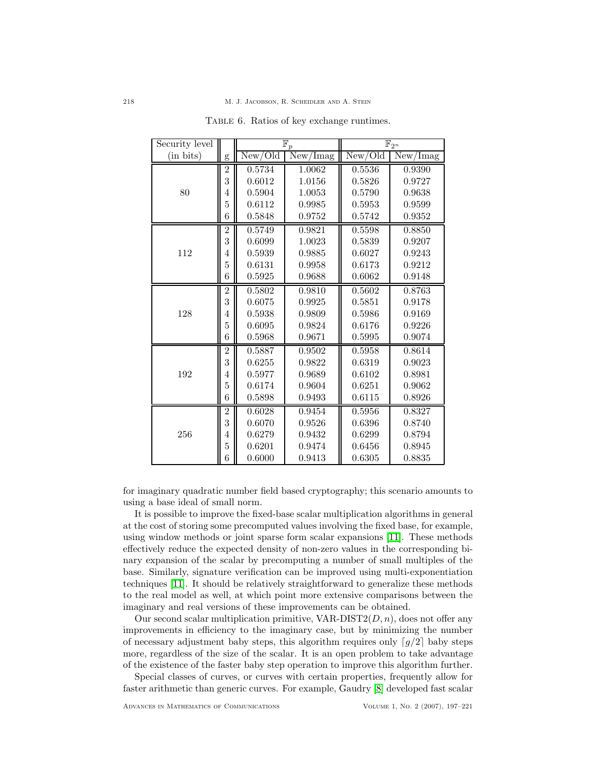Table 6. Ratios of key exchange runtimes.

| Security level (in bits) | g | $\mathbb{F}_p$ New/Old | $\mathbb{F}_p$ New/Imag | $\mathbb{F}_{2^n}$ New/Old | $\mathbb{F}_{2^n}$ New/Imag |
|---|---|---|---|---|---|
| 80 | 2 | 0.5734 | 1.0062 | 0.5536 | 0.9390 |
| | 3 | 0.6012 | 1.0156 | 0.5826 | 0.9727 |
| | 4 | 0.5904 | 1.0053 | 0.5790 | 0.9638 |
| | 5 | 0.6112 | 0.9985 | 0.5953 | 0.9599 |
| | 6 | 0.5848 | 0.9752 | 0.5742 | 0.9352 |
| 112 | 2 | 0.5749 | 0.9821 | 0.5598 | 0.8850 |
| | 3 | 0.6099 | 1.0023 | 0.5839 | 0.9207 |
| | 4 | 0.5939 | 0.9885 | 0.6027 | 0.9243 |
| | 5 | 0.6131 | 0.9958 | 0.6173 | 0.9212 |
| | 6 | 0.5925 | 0.9688 | 0.6062 | 0.9148 |
| 128 | 2 | 0.5802 | 0.9810 | 0.5602 | 0.8763 |
| | 3 | 0.6075 | 0.9925 | 0.5851 | 0.9178 |
| | 4 | 0.5938 | 0.9809 | 0.5986 | 0.9169 |
| | 5 | 0.6095 | 0.9824 | 0.6176 | 0.9226 |
| | 6 | 0.5968 | 0.9671 | 0.5995 | 0.9074 |
| 192 | 2 | 0.5887 | 0.9502 | 0.5958 | 0.8614 |
| | 3 | 0.6255 | 0.9822 | 0.6319 | 0.9023 |
| | 4 | 0.5977 | 0.9689 | 0.6102 | 0.8981 |
| | 5 | 0.6174 | 0.9604 | 0.6251 | 0.9062 |
| | 6 | 0.5898 | 0.9493 | 0.6115 | 0.8926 |
| 256 | 2 | 0.6028 | 0.9454 | 0.5956 | 0.8327 |
| | 3 | 0.6070 | 0.9526 | 0.6396 | 0.8740 |
| | 4 | 0.6279 | 0.9432 | 0.6299 | 0.8794 |
| | 5 | 0.6201 | 0.9474 | 0.6456 | 0.8945 |
| | 6 | 0.6000 | 0.9413 | 0.6305 | 0.8835 |

for imaginary quadratic number field based cryptography; this scenario amounts to using a base ideal of small norm.

It is possible to improve the fixed-base scalar multiplication algorithms in general at the cost of storing some precomputed values involving the fixed base, for example, using window methods or joint sparse form scalar expansions [11]. These methods effectively reduce the expected density of non-zero values in the corresponding binary expansion of the scalar by precomputing a number of small multiples of the base. Similarly, signature verification can be improved using multi-exponentiation techniques [11]. It should be relatively straightforward to generalize these methods to the real model as well, at which point more extensive comparisons between the imaginary and real versions of these improvements can be obtained.

Our second scalar multiplication primitive, VAR-DIST2$(D, n)$, does not offer any improvements in efficiency to the imaginary case, but by minimizing the number of necessary adjustment baby steps, this algorithm requires only $\lceil g/2 \rceil$ baby steps more, regardless of the size of the scalar. It is an open problem to take advantage of the existence of the faster baby step operation to improve this algorithm further.

Special classes of curves, or curves with certain properties, frequently allow for faster arithmetic than generic curves. For example, Gaudry [8] developed fast scalar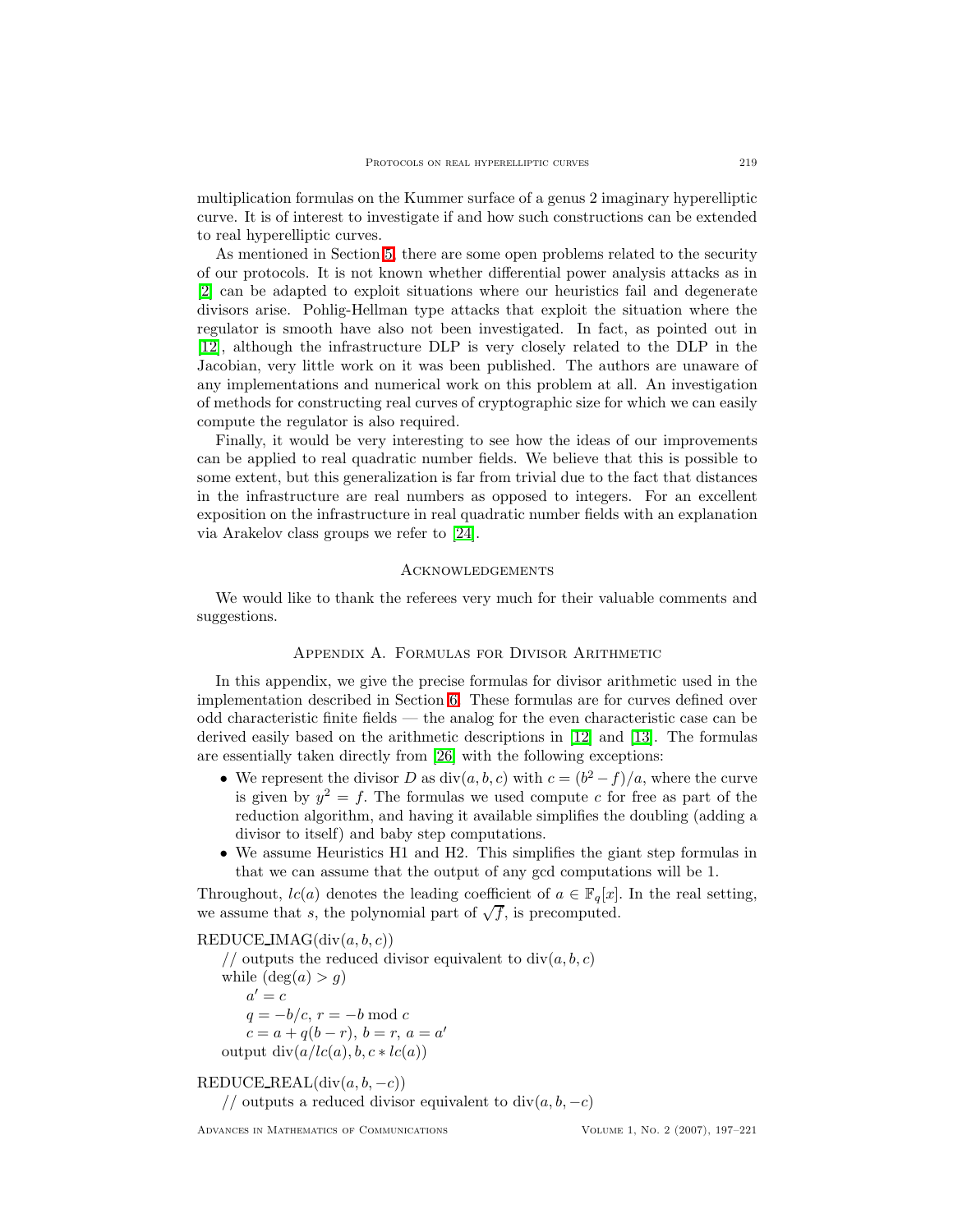multiplication formulas on the Kummer surface of a genus 2 imaginary hyperelliptic curve. It is of interest to investigate if and how such constructions can be extended to real hyperelliptic curves.

As mentioned in Section 5, there are some open problems related to the security of our protocols. It is not known whether differential power analysis attacks as in [2] can be adapted to exploit situations where our heuristics fail and degenerate divisors arise. Pohlig-Hellman type attacks that exploit the situation where the regulator is smooth have also not been investigated. In fact, as pointed out in [12], although the infrastructure DLP is very closely related to the DLP in the Jacobian, very little work on it was been published. The authors are unaware of any implementations and numerical work on this problem at all. An investigation of methods for constructing real curves of cryptographic size for which we can easily compute the regulator is also required.

Finally, it would be very interesting to see how the ideas of our improvements can be applied to real quadratic number fields. We believe that this is possible to some extent, but this generalization is far from trivial due to the fact that distances in the infrastructure are real numbers as opposed to integers. For an excellent exposition on the infrastructure in real quadratic number fields with an explanation via Arakelov class groups we refer to [24].

## Acknowledgements

We would like to thank the referees very much for their valuable comments and suggestions.

## Appendix A. Formulas for Divisor Arithmetic

In this appendix, we give the precise formulas for divisor arithmetic used in the implementation described in Section 6. These formulas are for curves defined over odd characteristic finite fields — the analog for the even characteristic case can be derived easily based on the arithmetic descriptions in [12] and [13]. The formulas are essentially taken directly from [26] with the following exceptions:

- We represent the divisor $D$ as $\mathrm{div}(a, b, c)$ with $c = (b^2 - f)/a$, where the curve is given by $y^2 = f$. The formulas we used compute $c$ for free as part of the reduction algorithm, and having it available simplifies the doubling (adding a divisor to itself) and baby step computations.
- We assume Heuristics H1 and H2. This simplifies the giant step formulas in that we can assume that the output of any gcd computations will be 1.

Throughout, $lc(a)$ denotes the leading coefficient of $a \in \mathbb{F}_q[x]$. In the real setting, we assume that $s$, the polynomial part of $\sqrt{f}$, is precomputed.

REDUCE_IMAG($\mathrm{div}(a, b, c)$)
  // outputs the reduced divisor equivalent to $\mathrm{div}(a, b, c)$
  while $(\deg(a) > g)$
    $a' = c$
    $q = -b/c$, $r = -b \bmod c$
    $c = a + q(b - r)$, $b = r$, $a = a'$
  output $\mathrm{div}(a/lc(a), b, c * lc(a))$

REDUCE_REAL($\mathrm{div}(a, b, -c)$)
  // outputs a reduced divisor equivalent to $\mathrm{div}(a, b, -c)$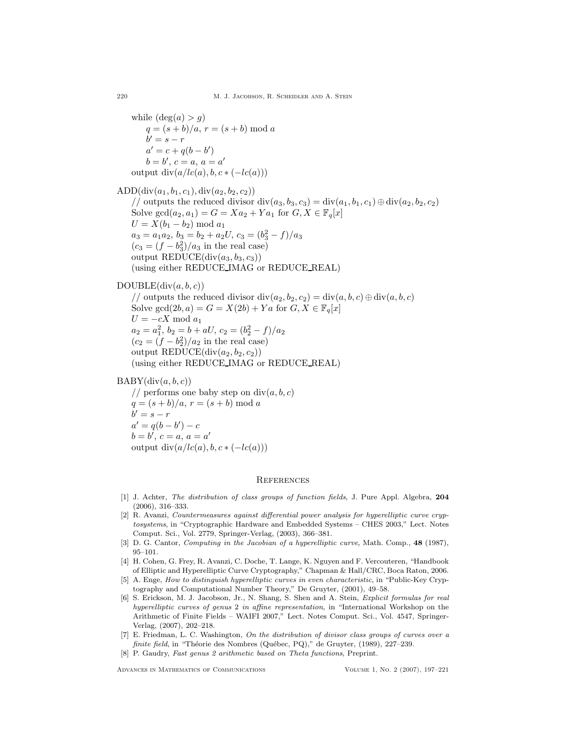while $(\deg(a) > g)$
  $q = (s+b)/a$, $r = (s+b) \bmod a$
  $b' = s - r$
  $a' = c + q(b - b')$
  $b = b'$, $c = a$, $a = a'$
output $\mathrm{div}(a/lc(a), b, c * (-lc(a)))$

$\mathrm{ADD}(\mathrm{div}(a_1, b_1, c_1), \mathrm{div}(a_2, b_2, c_2))$
  // outputs the reduced divisor $\mathrm{div}(a_3, b_3, c_3) = \mathrm{div}(a_1, b_1, c_1) \oplus \mathrm{div}(a_2, b_2, c_2)$
  Solve $\gcd(a_2, a_1) = G = Xa_2 + Ya_1$ for $G, X \in \mathbb{F}_q[x]$
  $U = X(b_1 - b_2) \bmod a_1$
  $a_3 = a_1 a_2$, $b_3 = b_2 + a_2 U$, $c_3 = (b_3^2 - f)/a_3$
  ($c_3 = (f - b_3^2)/a_3$ in the real case)
  output $\mathrm{REDUCE}(\mathrm{div}(a_3, b_3, c_3))$
  (using either REDUCE_IMAG or REDUCE_REAL)

$\mathrm{DOUBLE}(\mathrm{div}(a, b, c))$
  // outputs the reduced divisor $\mathrm{div}(a_2, b_2, c_2) = \mathrm{div}(a, b, c) \oplus \mathrm{div}(a, b, c)$
  Solve $\gcd(2b, a) = G = X(2b) + Ya$ for $G, X \in \mathbb{F}_q[x]$
  $U = -cX \bmod a_1$
  $a_2 = a_1^2$, $b_2 = b + aU$, $c_2 = (b_2^2 - f)/a_2$
  ($c_2 = (f - b_2^2)/a_2$ in the real case)
  output $\mathrm{REDUCE}(\mathrm{div}(a_2, b_2, c_2))$
  (using either REDUCE_IMAG or REDUCE_REAL)

$\mathrm{BABY}(\mathrm{div}(a, b, c))$
  // performs one baby step on $\mathrm{div}(a, b, c)$
  $q = (s+b)/a$, $r = (s+b) \bmod a$
  $b' = s - r$
  $a' = q(b - b') - c$
  $b = b'$, $c = a$, $a = a'$
  output $\mathrm{div}(a/lc(a), b, c * (-lc(a)))$

## References

[1] J. Achter, *The distribution of class groups of function fields*, J. Pure Appl. Algebra, **204** (2006), 316–333.

[2] R. Avanzi, *Countermeasures against differential power analysis for hyperelliptic curve cryptosystems*, in "Cryptographic Hardware and Embedded Systems – CHES 2003," Lect. Notes Comput. Sci., Vol. 2779, Springer-Verlag, (2003), 366–381.

[3] D. G. Cantor, *Computing in the Jacobian of a hyperelliptic curve*, Math. Comp., **48** (1987), 95–101.

[4] H. Cohen, G. Frey, R. Avanzi, C. Doche, T. Lange, K. Nguyen and F. Vercouteren, "Handbook of Elliptic and Hyperelliptic Curve Cryptography," Chapman & Hall/CRC, Boca Raton, 2006.

[5] A. Enge, *How to distinguish hyperelliptic curves in even characteristic*, in "Public-Key Cryptography and Computational Number Theory," De Gruyter, (2001), 49–58.

[6] S. Erickson, M. J. Jacobson, Jr., N. Shang, S. Shen and A. Stein, *Explicit formulas for real hyperelliptic curves of genus 2 in affine representation*, in "International Workshop on the Arithmetic of Finite Fields – WAIFI 2007," Lect. Notes Comput. Sci., Vol. 4547, Springer-Verlag, (2007), 202–218.

[7] E. Friedman, L. C. Washington, *On the distribution of divisor class groups of curves over a finite field*, in "Théorie des Nombres (Québec, PQ)," de Gruyter, (1989), 227–239.

[8] P. Gaudry, *Fast genus 2 arithmetic based on Theta functions*, Preprint.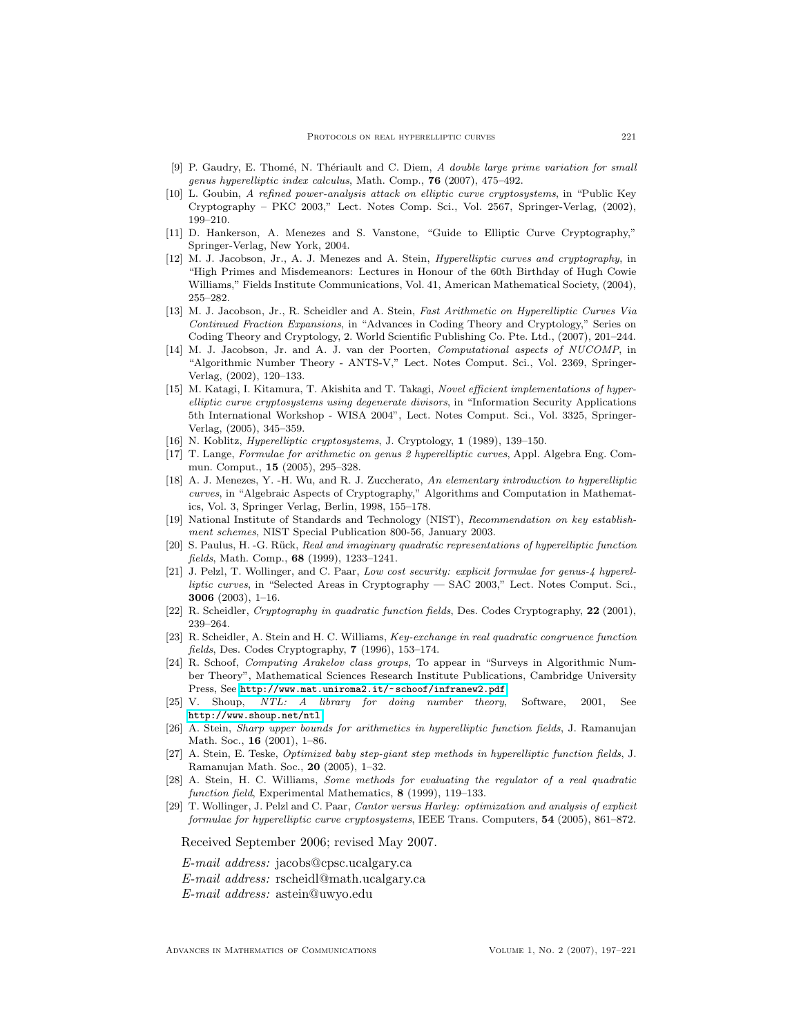[9] P. Gaudry, E. Thomé, N. Thériault and C. Diem, *A double large prime variation for small genus hyperelliptic index calculus*, Math. Comp., **76** (2007), 475–492.

[10] L. Goubin, *A refined power-analysis attack on elliptic curve cryptosystems*, in "Public Key Cryptography – PKC 2003," Lect. Notes Comp. Sci., Vol. 2567, Springer-Verlag, (2002), 199–210.

[11] D. Hankerson, A. Menezes and S. Vanstone, "Guide to Elliptic Curve Cryptography," Springer-Verlag, New York, 2004.

[12] M. J. Jacobson, Jr., A. J. Menezes and A. Stein, *Hyperelliptic curves and cryptography*, in "High Primes and Misdemeanors: Lectures in Honour of the 60th Birthday of Hugh Cowie Williams," Fields Institute Communications, Vol. 41, American Mathematical Society, (2004), 255–282.

[13] M. J. Jacobson, Jr., R. Scheidler and A. Stein, *Fast Arithmetic on Hyperelliptic Curves Via Continued Fraction Expansions*, in "Advances in Coding Theory and Cryptology," Series on Coding Theory and Cryptology, 2. World Scientific Publishing Co. Pte. Ltd., (2007), 201–244.

[14] M. J. Jacobson, Jr. and A. J. van der Poorten, *Computational aspects of NUCOMP*, in "Algorithmic Number Theory - ANTS-V," Lect. Notes Comput. Sci., Vol. 2369, Springer-Verlag, (2002), 120–133.

[15] M. Katagi, I. Kitamura, T. Akishita and T. Takagi, *Novel efficient implementations of hyperelliptic curve cryptosystems using degenerate divisors*, in "Information Security Applications 5th International Workshop - WISA 2004", Lect. Notes Comput. Sci., Vol. 3325, Springer-Verlag, (2005), 345–359.

[16] N. Koblitz, *Hyperelliptic cryptosystems*, J. Cryptology, **1** (1989), 139–150.

[17] T. Lange, *Formulae for arithmetic on genus 2 hyperelliptic curves*, Appl. Algebra Eng. Commun. Comput., **15** (2005), 295–328.

[18] A. J. Menezes, Y. -H. Wu, and R. J. Zuccherato, *An elementary introduction to hyperelliptic curves*, in "Algebraic Aspects of Cryptography," Algorithms and Computation in Mathematics, Vol. 3, Springer Verlag, Berlin, 1998, 155–178.

[19] National Institute of Standards and Technology (NIST), *Recommendation on key establishment schemes*, NIST Special Publication 800-56, January 2003.

[20] S. Paulus, H. -G. Rück, *Real and imaginary quadratic representations of hyperelliptic function fields*, Math. Comp., **68** (1999), 1233–1241.

[21] J. Pelzl, T. Wollinger, and C. Paar, *Low cost security: explicit formulae for genus-4 hyperelliptic curves*, in "Selected Areas in Cryptography — SAC 2003," Lect. Notes Comput. Sci., **3006** (2003), 1–16.

[22] R. Scheidler, *Cryptography in quadratic function fields*, Des. Codes Cryptography, **22** (2001), 239–264.

[23] R. Scheidler, A. Stein and H. C. Williams, *Key-exchange in real quadratic congruence function fields*, Des. Codes Cryptography, **7** (1996), 153–174.

[24] R. Schoof, *Computing Arakelov class groups*, To appear in "Surveys in Algorithmic Number Theory", Mathematical Sciences Research Institute Publications, Cambridge University Press, See http://www.mat.uniroma2.it/~schoof/infranew2.pdf.

[25] V. Shoup, *NTL: A library for doing number theory*, Software, 2001, See http://www.shoup.net/ntl.

[26] A. Stein, *Sharp upper bounds for arithmetics in hyperelliptic function fields*, J. Ramanujan Math. Soc., **16** (2001), 1–86.

[27] A. Stein, E. Teske, *Optimized baby step-giant step methods in hyperelliptic function fields*, J. Ramanujan Math. Soc., **20** (2005), 1–32.

[28] A. Stein, H. C. Williams, *Some methods for evaluating the regulator of a real quadratic function field*, Experimental Mathematics, **8** (1999), 119–133.

[29] T. Wollinger, J. Pelzl and C. Paar, *Cantor versus Harley: optimization and analysis of explicit formulae for hyperelliptic curve cryptosystems*, IEEE Trans. Computers, **54** (2005), 861–872.

Received September 2006; revised May 2007.

*E-mail address:* jacobs@cpsc.ucalgary.ca
*E-mail address:* rscheidl@math.ucalgary.ca
*E-mail address:* astein@uwyo.edu